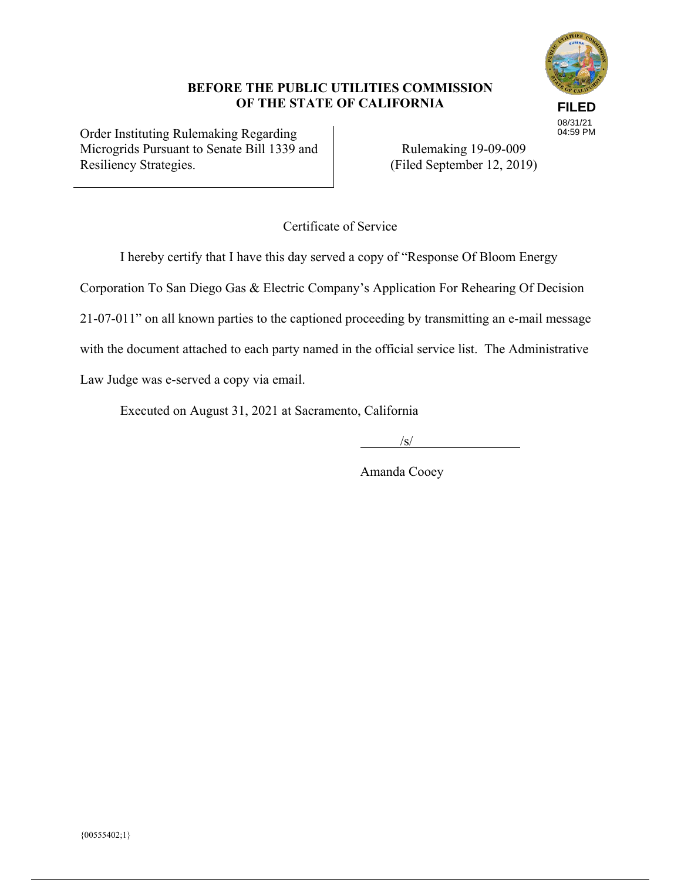**BEFORE THE PUBLIC UTILITIES COMMISSION OF THE STATE OF CALIFORNIA**

FILED
08/31/21
04:59 PM

| Order Instituting Rulemaking Regarding Microgrids Pursuant to Senate Bill 1339 and Resiliency Strategies. | Rulemaking 19-09-009 (Filed September 12, 2019) |
| --- | --- |

Certificate of Service

I hereby certify that I have this day served a copy of "Response Of Bloom Energy Corporation To San Diego Gas & Electric Company's Application For Rehearing Of Decision 21-07-011" on all known parties to the captioned proceeding by transmitting an e-mail message with the document attached to each party named in the official service list. The Administrative Law Judge was e-served a copy via email.

Executed on August 31, 2021 at Sacramento, California

/s/

Amanda Cooey

{00555402;1}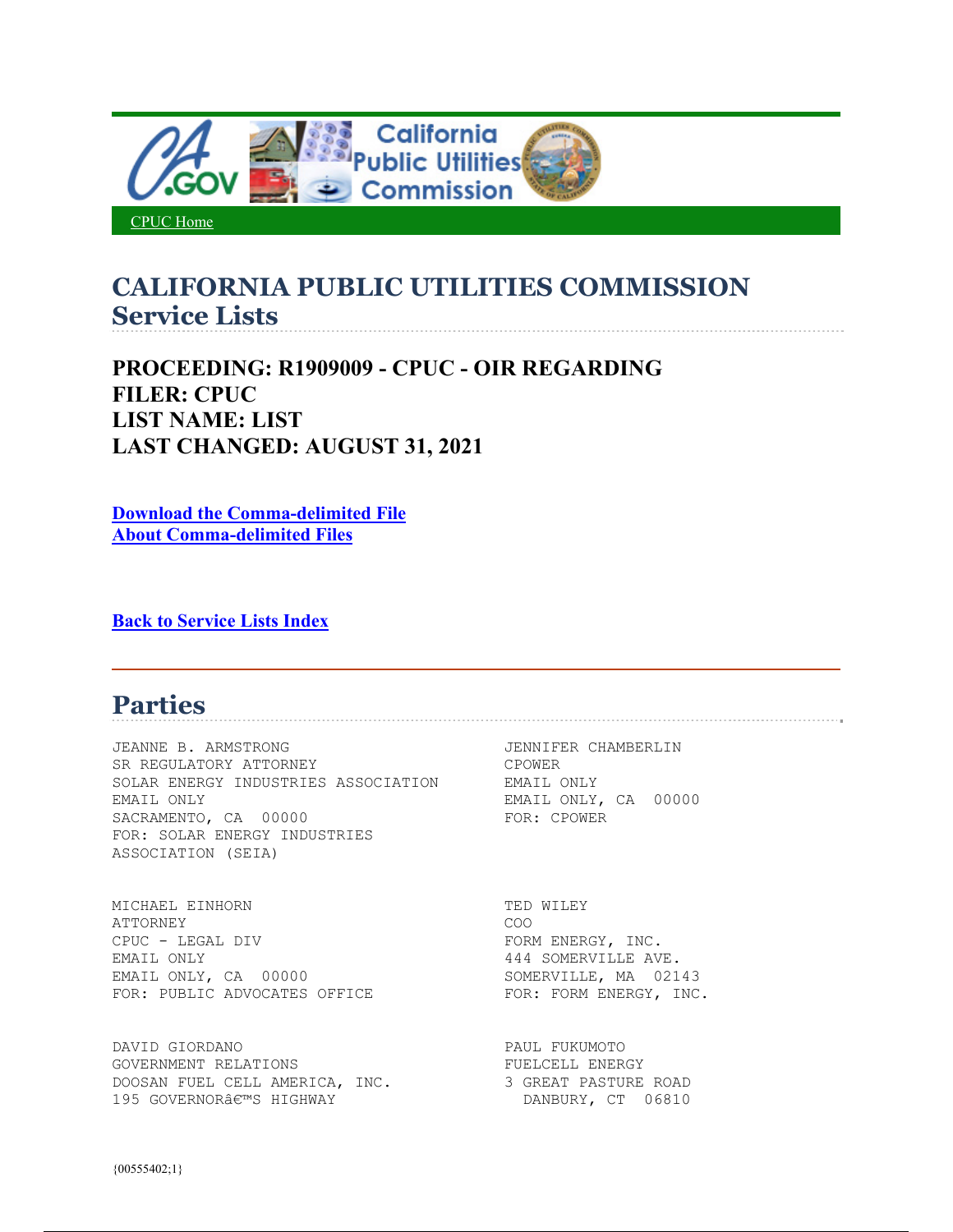CPUC Home

# CALIFORNIA PUBLIC UTILITIES COMMISSION
## Service Lists

### PROCEEDING: R1909009 - CPUC - OIR REGARDING
### FILER: CPUC
### LIST NAME: LIST
### LAST CHANGED: AUGUST 31, 2021

**Download the Comma-delimited File**
**About Comma-delimited Files**

**Back to Service Lists Index**

## Parties

JEANNE B. ARMSTRONG
SR REGULATORY ATTORNEY
SOLAR ENERGY INDUSTRIES ASSOCIATION
EMAIL ONLY
SACRAMENTO, CA 00000
FOR: SOLAR ENERGY INDUSTRIES ASSOCIATION (SEIA)

JENNIFER CHAMBERLIN
CPOWER
EMAIL ONLY
EMAIL ONLY, CA 00000
FOR: CPOWER

MICHAEL EINHORN
ATTORNEY
CPUC - LEGAL DIV
EMAIL ONLY
EMAIL ONLY, CA 00000
FOR: PUBLIC ADVOCATES OFFICE

TED WILEY
COO
FORM ENERGY, INC.
444 SOMERVILLE AVE.
SOMERVILLE, MA 02143
FOR: FORM ENERGY, INC.

DAVID GIORDANO
GOVERNMENT RELATIONS
DOOSAN FUEL CELL AMERICA, INC.
195 GOVERNORâ€™S HIGHWAY

PAUL FUKUMOTO
FUELCELL ENERGY
3 GREAT PASTURE ROAD
DANBURY, CT 06810

{00555402;1}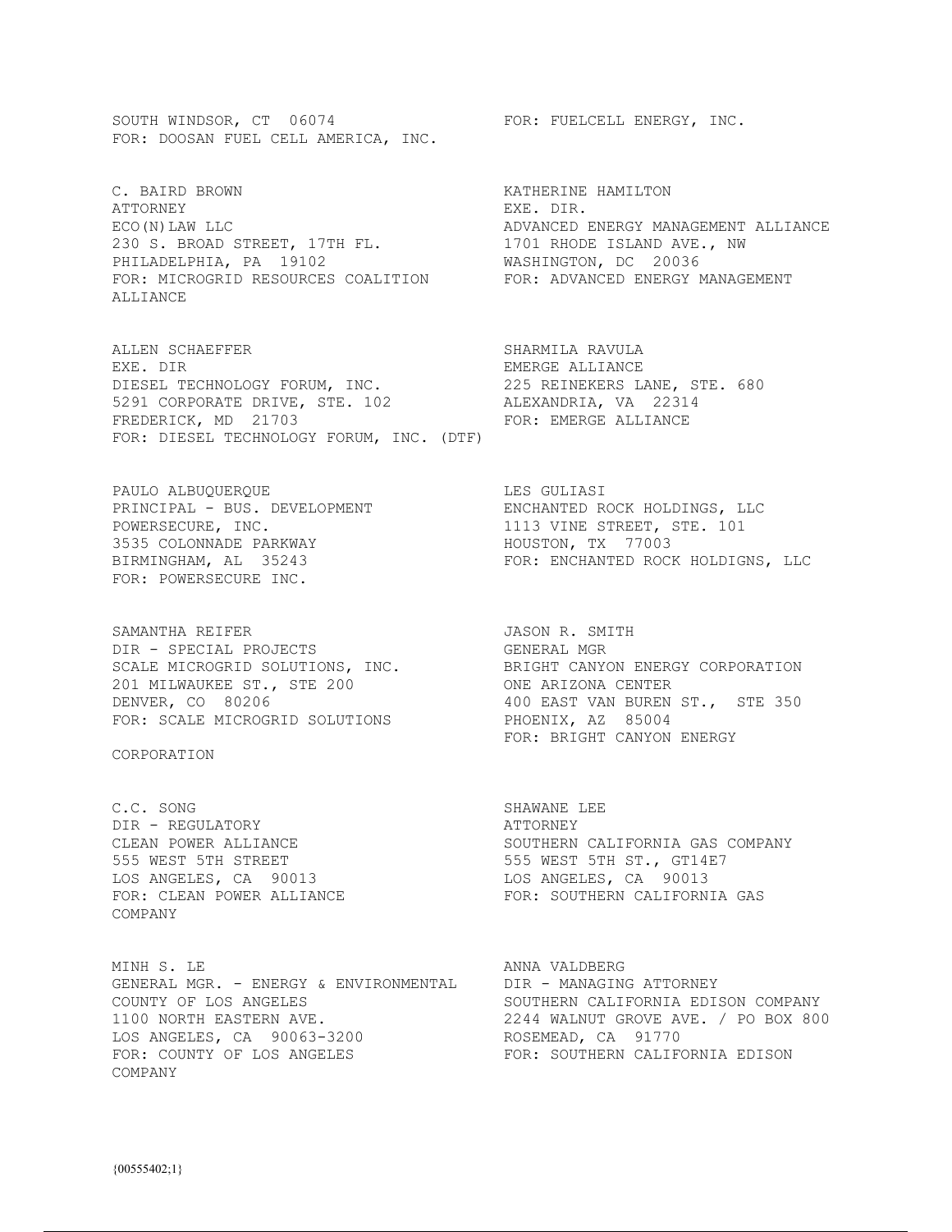SOUTH WINDSOR, CT 06074
FOR: DOOSAN FUEL CELL AMERICA, INC.

FOR: FUELCELL ENERGY, INC.

C. BAIRD BROWN
ATTORNEY
ECO(N)LAW LLC
230 S. BROAD STREET, 17TH FL.
PHILADELPHIA, PA 19102
FOR: MICROGRID RESOURCES COALITION

KATHERINE HAMILTON
EXE. DIR.
ADVANCED ENERGY MANAGEMENT ALLIANCE
1701 RHODE ISLAND AVE., NW
WASHINGTON, DC 20036
FOR: ADVANCED ENERGY MANAGEMENT ALLIANCE

ALLEN SCHAEFFER
EXE. DIR
DIESEL TECHNOLOGY FORUM, INC.
5291 CORPORATE DRIVE, STE. 102
FREDERICK, MD 21703
FOR: DIESEL TECHNOLOGY FORUM, INC. (DTF)

SHARMILA RAVULA
EMERGE ALLIANCE
225 REINEKERS LANE, STE. 680
ALEXANDRIA, VA 22314
FOR: EMERGE ALLIANCE

PAULO ALBUQUERQUE
PRINCIPAL - BUS. DEVELOPMENT
POWERSECURE, INC.
3535 COLONNADE PARKWAY
BIRMINGHAM, AL 35243
FOR: POWERSECURE INC.

LES GULIASI
ENCHANTED ROCK HOLDINGS, LLC
1113 VINE STREET, STE. 101
HOUSTON, TX 77003
FOR: ENCHANTED ROCK HOLDIGNS, LLC

SAMANTHA REIFER
DIR - SPECIAL PROJECTS
SCALE MICROGRID SOLUTIONS, INC.
201 MILWAUKEE ST., STE 200
DENVER, CO 80206
FOR: SCALE MICROGRID SOLUTIONS

JASON R. SMITH
GENERAL MGR
BRIGHT CANYON ENERGY CORPORATION
ONE ARIZONA CENTER
400 EAST VAN BUREN ST., STE 350
PHOENIX, AZ 85004
FOR: BRIGHT CANYON ENERGY CORPORATION

C.C. SONG
DIR - REGULATORY
CLEAN POWER ALLIANCE
555 WEST 5TH STREET
LOS ANGELES, CA 90013
FOR: CLEAN POWER ALLIANCE

SHAWANE LEE
ATTORNEY
SOUTHERN CALIFORNIA GAS COMPANY
555 WEST 5TH ST., GT14E7
LOS ANGELES, CA 90013
FOR: SOUTHERN CALIFORNIA GAS COMPANY

MINH S. LE
GENERAL MGR. - ENERGY & ENVIRONMENTAL
COUNTY OF LOS ANGELES
1100 NORTH EASTERN AVE.
LOS ANGELES, CA 90063-3200
FOR: COUNTY OF LOS ANGELES

ANNA VALDBERG
DIR - MANAGING ATTORNEY
SOUTHERN CALIFORNIA EDISON COMPANY
2244 WALNUT GROVE AVE. / PO BOX 800
ROSEMEAD, CA 91770
FOR: SOUTHERN CALIFORNIA EDISON COMPANY

{00555402;1}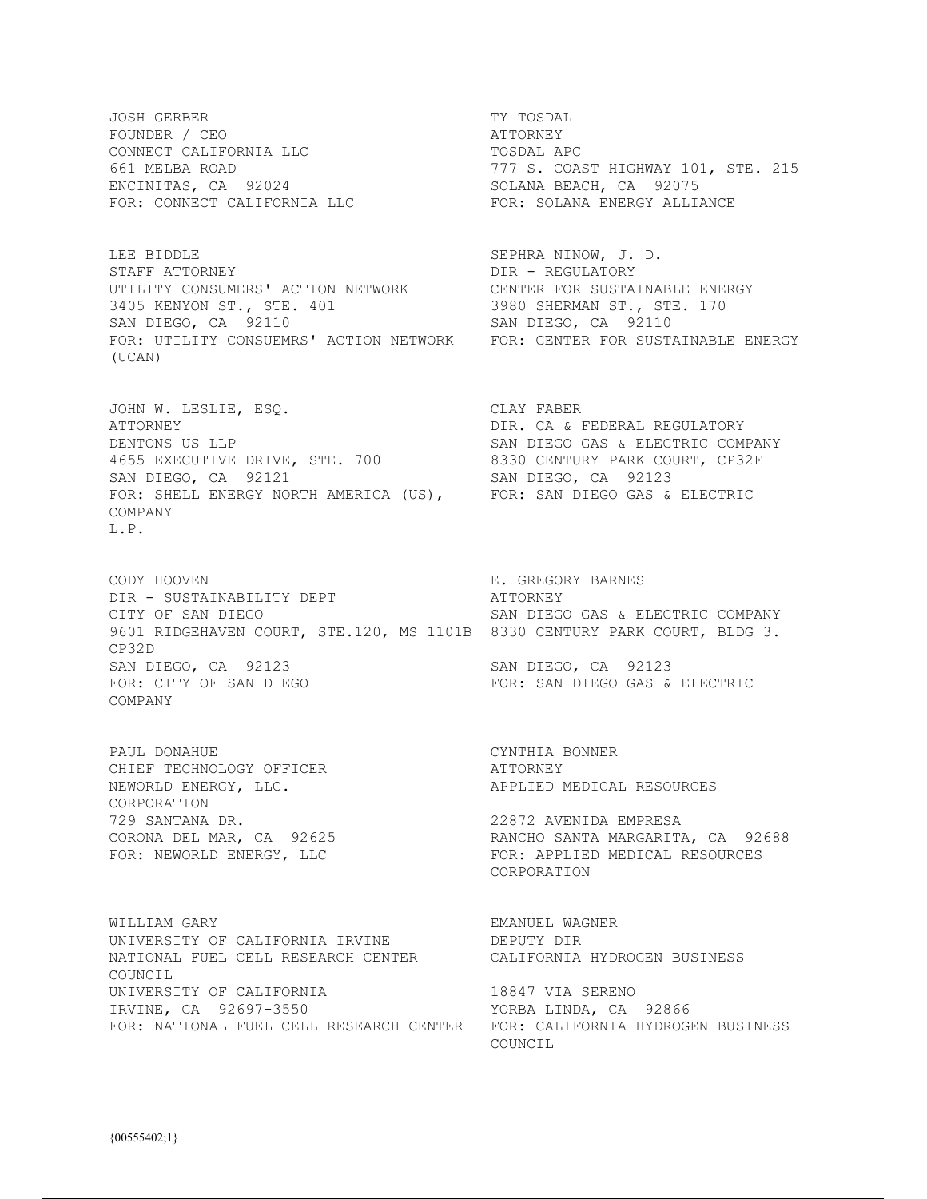JOSH GERBER
FOUNDER / CEO
CONNECT CALIFORNIA LLC
661 MELBA ROAD
ENCINITAS, CA 92024
FOR: CONNECT CALIFORNIA LLC

TY TOSDAL
ATTORNEY
TOSDAL APC
777 S. COAST HIGHWAY 101, STE. 215
SOLANA BEACH, CA 92075
FOR: SOLANA ENERGY ALLIANCE

LEE BIDDLE
STAFF ATTORNEY
UTILITY CONSUMERS' ACTION NETWORK
3405 KENYON ST., STE. 401
SAN DIEGO, CA 92110
FOR: UTILITY CONSUEMRS' ACTION NETWORK (UCAN)

SEPHRA NINOW, J. D.
DIR - REGULATORY
CENTER FOR SUSTAINABLE ENERGY
3980 SHERMAN ST., STE. 170
SAN DIEGO, CA 92110
FOR: CENTER FOR SUSTAINABLE ENERGY

JOHN W. LESLIE, ESQ.
ATTORNEY
DENTONS US LLP
4655 EXECUTIVE DRIVE, STE. 700
SAN DIEGO, CA 92121
FOR: SHELL ENERGY NORTH AMERICA (US), L.P.

CLAY FABER
DIR. CA & FEDERAL REGULATORY
SAN DIEGO GAS & ELECTRIC COMPANY
8330 CENTURY PARK COURT, CP32F
SAN DIEGO, CA 92123
FOR: SAN DIEGO GAS & ELECTRIC COMPANY

CODY HOOVEN
DIR - SUSTAINABILITY DEPT
CITY OF SAN DIEGO
9601 RIDGEHAVEN COURT, STE.120, MS 1101B
SAN DIEGO, CA 92123
FOR: CITY OF SAN DIEGO

E. GREGORY BARNES
ATTORNEY
SAN DIEGO GAS & ELECTRIC COMPANY
8330 CENTURY PARK COURT, BLDG 3. CP32D
SAN DIEGO, CA 92123
FOR: SAN DIEGO GAS & ELECTRIC COMPANY

PAUL DONAHUE
CHIEF TECHNOLOGY OFFICER
NEWORLD ENERGY, LLC.
729 SANTANA DR.
CORONA DEL MAR, CA 92625
FOR: NEWORLD ENERGY, LLC

CYNTHIA BONNER
ATTORNEY
APPLIED MEDICAL RESOURCES CORPORATION
22872 AVENIDA EMPRESA
RANCHO SANTA MARGARITA, CA 92688
FOR: APPLIED MEDICAL RESOURCES CORPORATION

WILLIAM GARY
UNIVERSITY OF CALIFORNIA IRVINE
NATIONAL FUEL CELL RESEARCH CENTER
UNIVERSITY OF CALIFORNIA
IRVINE, CA 92697-3550
FOR: NATIONAL FUEL CELL RESEARCH CENTER

EMANUEL WAGNER
DEPUTY DIR
CALIFORNIA HYDROGEN BUSINESS COUNCIL
18847 VIA SERENO
YORBA LINDA, CA 92866
FOR: CALIFORNIA HYDROGEN BUSINESS COUNCIL

{00555402;1}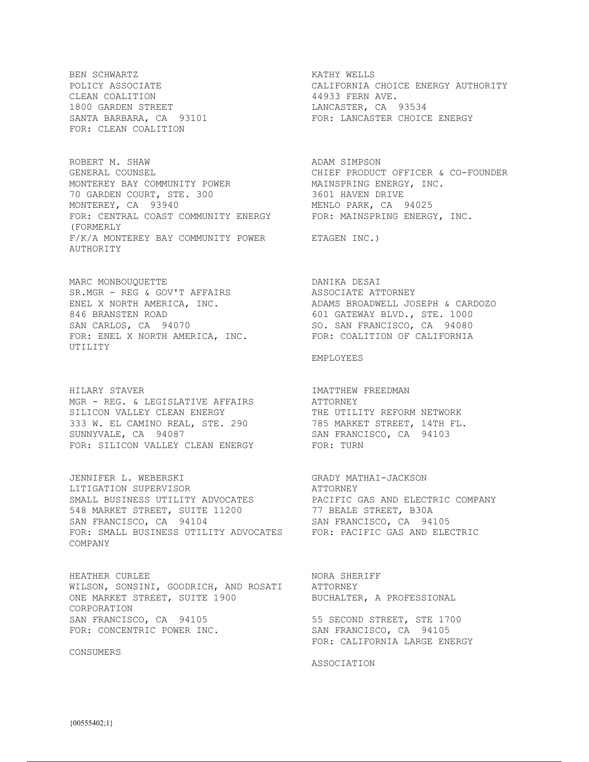BEN SCHWARTZ
POLICY ASSOCIATE
CLEAN COALITION
1800 GARDEN STREET
SANTA BARBARA, CA 93101
FOR: CLEAN COALITION

KATHY WELLS
CALIFORNIA CHOICE ENERGY AUTHORITY
44933 FERN AVE.
LANCASTER, CA 93534
FOR: LANCASTER CHOICE ENERGY

ROBERT M. SHAW
GENERAL COUNSEL
MONTEREY BAY COMMUNITY POWER
70 GARDEN COURT, STE. 300
MONTEREY, CA 93940
FOR: CENTRAL COAST COMMUNITY ENERGY (FORMERLY
F/K/A MONTEREY BAY COMMUNITY POWER AUTHORITY

ADAM SIMPSON
CHIEF PRODUCT OFFICER & CO-FOUNDER
MAINSPRING ENERGY, INC.
3601 HAVEN DRIVE
MENLO PARK, CA 94025
FOR: MAINSPRING ENERGY, INC.
ETAGEN INC.)

MARC MONBOUQUETTE
SR.MGR - REG & GOV'T AFFAIRS
ENEL X NORTH AMERICA, INC.
846 BRANSTEN ROAD
SAN CARLOS, CA 94070
FOR: ENEL X NORTH AMERICA, INC.
UTILITY

DANIKA DESAI
ASSOCIATE ATTORNEY
ADAMS BROADWELL JOSEPH & CARDOZO
601 GATEWAY BLVD., STE. 1000
SO. SAN FRANCISCO, CA 94080
FOR: COALITION OF CALIFORNIA
EMPLOYEES

HILARY STAVER
MGR - REG. & LEGISLATIVE AFFAIRS
SILICON VALLEY CLEAN ENERGY
333 W. EL CAMINO REAL, STE. 290
SUNNYVALE, CA 94087
FOR: SILICON VALLEY CLEAN ENERGY

IMATTHEW FREEDMAN
ATTORNEY
THE UTILITY REFORM NETWORK
785 MARKET STREET, 14TH FL.
SAN FRANCISCO, CA 94103
FOR: TURN

JENNIFER L. WEBERSKI
LITIGATION SUPERVISOR
SMALL BUSINESS UTILITY ADVOCATES
548 MARKET STREET, SUITE 11200
SAN FRANCISCO, CA 94104
FOR: SMALL BUSINESS UTILITY ADVOCATES
COMPANY

GRADY MATHAI-JACKSON
ATTORNEY
PACIFIC GAS AND ELECTRIC COMPANY
77 BEALE STREET, B30A
SAN FRANCISCO, CA 94105
FOR: PACIFIC GAS AND ELECTRIC

HEATHER CURLEE
WILSON, SONSINI, GOODRICH, AND ROSATI
ONE MARKET STREET, SUITE 1900
CORPORATION
SAN FRANCISCO, CA 94105
FOR: CONCENTRIC POWER INC.
CONSUMERS

NORA SHERIFF
ATTORNEY
BUCHALTER, A PROFESSIONAL
55 SECOND STREET, STE 1700
SAN FRANCISCO, CA 94105
FOR: CALIFORNIA LARGE ENERGY
ASSOCIATION

{00555402;1}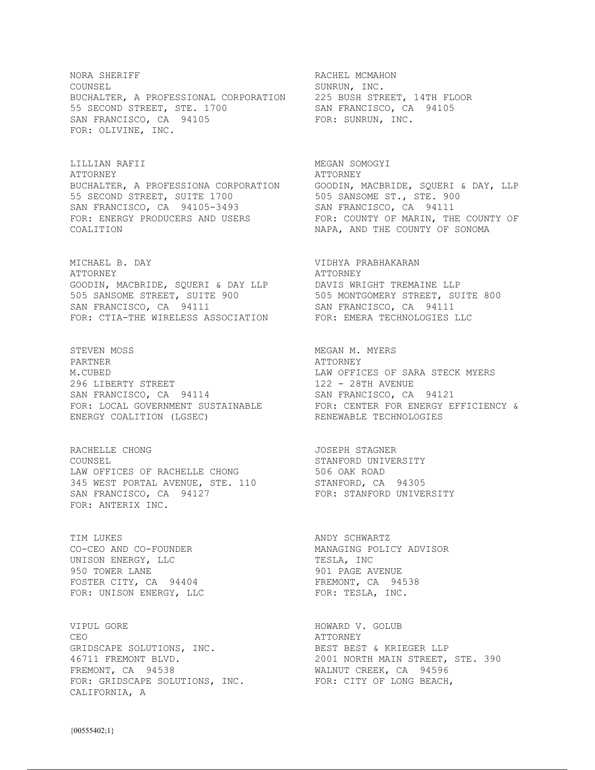NORA SHERIFF
COUNSEL
BUCHALTER, A PROFESSIONAL CORPORATION
55 SECOND STREET, STE. 1700
SAN FRANCISCO, CA 94105
FOR: OLIVINE, INC.

RACHEL MCMAHON
SUNRUN, INC.
225 BUSH STREET, 14TH FLOOR
SAN FRANCISCO, CA 94105
FOR: SUNRUN, INC.

LILLIAN RAFII
ATTORNEY
BUCHALTER, A PROFESSIONA CORPORATION
55 SECOND STREET, SUITE 1700
SAN FRANCISCO, CA 94105-3493
FOR: ENERGY PRODUCERS AND USERS COALITION

MEGAN SOMOGYI
ATTORNEY
GOODIN, MACBRIDE, SQUERI & DAY, LLP
505 SANSOME ST., STE. 900
SAN FRANCISCO, CA 94111
FOR: COUNTY OF MARIN, THE COUNTY OF NAPA, AND THE COUNTY OF SONOMA

MICHAEL B. DAY
ATTORNEY
GOODIN, MACBRIDE, SQUERI & DAY LLP
505 SANSOME STREET, SUITE 900
SAN FRANCISCO, CA 94111
FOR: CTIA-THE WIRELESS ASSOCIATION

VIDHYA PRABHAKARAN
ATTORNEY
DAVIS WRIGHT TREMAINE LLP
505 MONTGOMERY STREET, SUITE 800
SAN FRANCISCO, CA 94111
FOR: EMERA TECHNOLOGIES LLC

STEVEN MOSS
PARTNER
M.CUBED
296 LIBERTY STREET
SAN FRANCISCO, CA 94114
FOR: LOCAL GOVERNMENT SUSTAINABLE ENERGY COALITION (LGSEC)

MEGAN M. MYERS
ATTORNEY
LAW OFFICES OF SARA STECK MYERS
122 - 28TH AVENUE
SAN FRANCISCO, CA 94121
FOR: CENTER FOR ENERGY EFFICIENCY & RENEWABLE TECHNOLOGIES

RACHELLE CHONG
COUNSEL
LAW OFFICES OF RACHELLE CHONG
345 WEST PORTAL AVENUE, STE. 110
SAN FRANCISCO, CA 94127
FOR: ANTERIX INC.

JOSEPH STAGNER
STANFORD UNIVERSITY
506 OAK ROAD
STANFORD, CA 94305
FOR: STANFORD UNIVERSITY

TIM LUKES
CO-CEO AND CO-FOUNDER
UNISON ENERGY, LLC
950 TOWER LANE
FOSTER CITY, CA 94404
FOR: UNISON ENERGY, LLC

ANDY SCHWARTZ
MANAGING POLICY ADVISOR
TESLA, INC
901 PAGE AVENUE
FREMONT, CA 94538
FOR: TESLA, INC.

VIPUL GORE
CEO
GRIDSCAPE SOLUTIONS, INC.
46711 FREMONT BLVD.
FREMONT, CA 94538
FOR: GRIDSCAPE SOLUTIONS, INC. CALIFORNIA, A

HOWARD V. GOLUB
ATTORNEY
BEST BEST & KRIEGER LLP
2001 NORTH MAIN STREET, STE. 390
WALNUT CREEK, CA 94596
FOR: CITY OF LONG BEACH,

{00555402;1}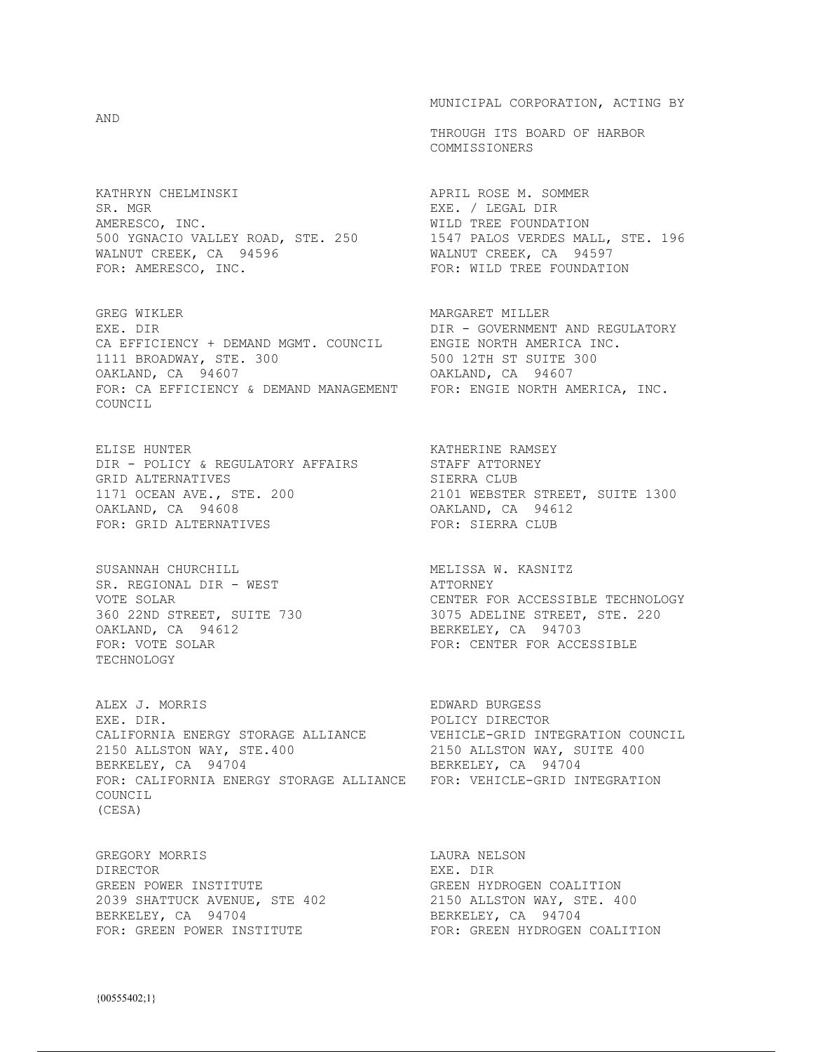AND

MUNICIPAL CORPORATION, ACTING BY

THROUGH ITS BOARD OF HARBOR COMMISSIONERS

KATHRYN CHELMINSKI
SR. MGR
AMERESCO, INC.
500 YGNACIO VALLEY ROAD, STE. 250
WALNUT CREEK, CA 94596
FOR: AMERESCO, INC.

APRIL ROSE M. SOMMER
EXE. / LEGAL DIR
WILD TREE FOUNDATION
1547 PALOS VERDES MALL, STE. 196
WALNUT CREEK, CA 94597
FOR: WILD TREE FOUNDATION

GREG WIKLER
EXE. DIR
CA EFFICIENCY + DEMAND MGMT. COUNCIL
1111 BROADWAY, STE. 300
OAKLAND, CA 94607
FOR: CA EFFICIENCY & DEMAND MANAGEMENT COUNCIL

MARGARET MILLER
DIR - GOVERNMENT AND REGULATORY
ENGIE NORTH AMERICA INC.
500 12TH ST SUITE 300
OAKLAND, CA 94607
FOR: ENGIE NORTH AMERICA, INC.

ELISE HUNTER
DIR - POLICY & REGULATORY AFFAIRS
GRID ALTERNATIVES
1171 OCEAN AVE., STE. 200
OAKLAND, CA 94608
FOR: GRID ALTERNATIVES

KATHERINE RAMSEY
STAFF ATTORNEY
SIERRA CLUB
2101 WEBSTER STREET, SUITE 1300
OAKLAND, CA 94612
FOR: SIERRA CLUB

SUSANNAH CHURCHILL
SR. REGIONAL DIR - WEST
VOTE SOLAR
360 22ND STREET, SUITE 730
OAKLAND, CA 94612
FOR: VOTE SOLAR

MELISSA W. KASNITZ
ATTORNEY
CENTER FOR ACCESSIBLE TECHNOLOGY
3075 ADELINE STREET, STE. 220
BERKELEY, CA 94703
FOR: CENTER FOR ACCESSIBLE TECHNOLOGY

ALEX J. MORRIS
EXE. DIR.
CALIFORNIA ENERGY STORAGE ALLIANCE
2150 ALLSTON WAY, STE.400
BERKELEY, CA 94704
FOR: CALIFORNIA ENERGY STORAGE ALLIANCE (CESA)

EDWARD BURGESS
POLICY DIRECTOR
VEHICLE-GRID INTEGRATION COUNCIL
2150 ALLSTON WAY, SUITE 400
BERKELEY, CA 94704
FOR: VEHICLE-GRID INTEGRATION COUNCIL

GREGORY MORRIS
DIRECTOR
GREEN POWER INSTITUTE
2039 SHATTUCK AVENUE, STE 402
BERKELEY, CA 94704
FOR: GREEN POWER INSTITUTE

LAURA NELSON
EXE. DIR
GREEN HYDROGEN COALITION
2150 ALLSTON WAY, STE. 400
BERKELEY, CA 94704
FOR: GREEN HYDROGEN COALITION

{00555402;1}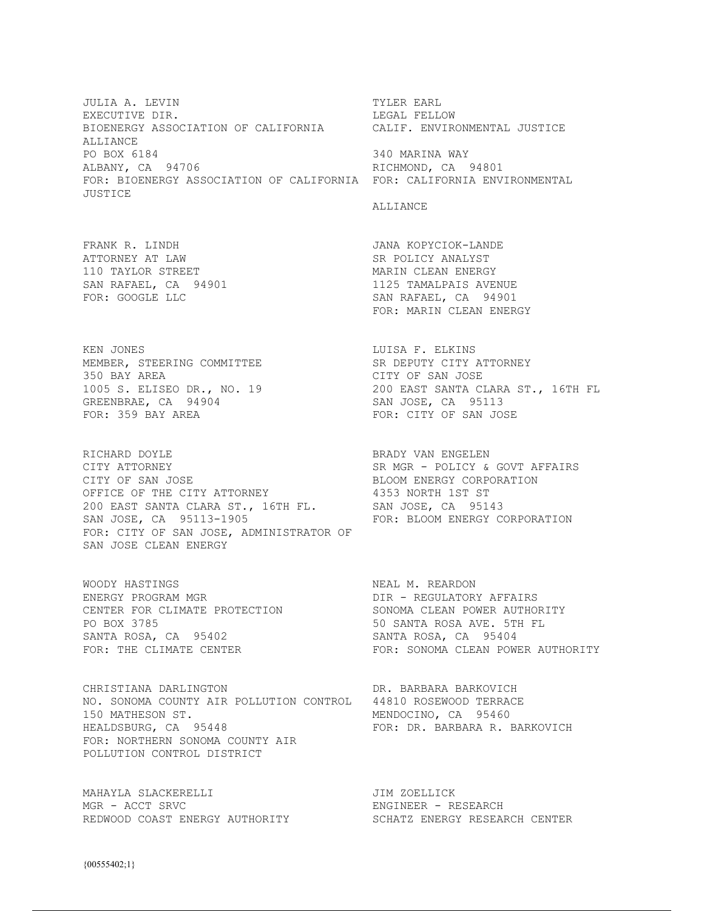JULIA A. LEVIN
EXECUTIVE DIR.
BIOENERGY ASSOCIATION OF CALIFORNIA
PO BOX 6184
ALBANY, CA 94706
FOR: BIOENERGY ASSOCIATION OF CALIFORNIA

TYLER EARL
LEGAL FELLOW
CALIF. ENVIRONMENTAL JUSTICE ALLIANCE
340 MARINA WAY
RICHMOND, CA 94801
FOR: CALIFORNIA ENVIRONMENTAL JUSTICE ALLIANCE

FRANK R. LINDH
ATTORNEY AT LAW
110 TAYLOR STREET
SAN RAFAEL, CA 94901
FOR: GOOGLE LLC

JANA KOPYCIOK-LANDE
SR POLICY ANALYST
MARIN CLEAN ENERGY
1125 TAMALPAIS AVENUE
SAN RAFAEL, CA 94901
FOR: MARIN CLEAN ENERGY

KEN JONES
MEMBER, STEERING COMMITTEE
350 BAY AREA
1005 S. ELISEO DR., NO. 19
GREENBRAE, CA 94904
FOR: 359 BAY AREA

LUISA F. ELKINS
SR DEPUTY CITY ATTORNEY
CITY OF SAN JOSE
200 EAST SANTA CLARA ST., 16TH FL
SAN JOSE, CA 95113
FOR: CITY OF SAN JOSE

RICHARD DOYLE
CITY ATTORNEY
CITY OF SAN JOSE
OFFICE OF THE CITY ATTORNEY
200 EAST SANTA CLARA ST., 16TH FL.
SAN JOSE, CA 95113-1905
FOR: CITY OF SAN JOSE, ADMINISTRATOR OF SAN JOSE CLEAN ENERGY

BRADY VAN ENGELEN
SR MGR - POLICY & GOVT AFFAIRS
BLOOM ENERGY CORPORATION
4353 NORTH 1ST ST
SAN JOSE, CA 95143
FOR: BLOOM ENERGY CORPORATION

WOODY HASTINGS
ENERGY PROGRAM MGR
CENTER FOR CLIMATE PROTECTION
PO BOX 3785
SANTA ROSA, CA 95402
FOR: THE CLIMATE CENTER

NEAL M. REARDON
DIR - REGULATORY AFFAIRS
SONOMA CLEAN POWER AUTHORITY
50 SANTA ROSA AVE. 5TH FL
SANTA ROSA, CA 95404
FOR: SONOMA CLEAN POWER AUTHORITY

CHRISTIANA DARLINGTON
NO. SONOMA COUNTY AIR POLLUTION CONTROL
150 MATHESON ST.
HEALDSBURG, CA 95448
FOR: NORTHERN SONOMA COUNTY AIR POLLUTION CONTROL DISTRICT

DR. BARBARA BARKOVICH
44810 ROSEWOOD TERRACE
MENDOCINO, CA 95460
FOR: DR. BARBARA R. BARKOVICH

MAHAYLA SLACKERELLI
MGR - ACCT SRVC
REDWOOD COAST ENERGY AUTHORITY

JIM ZOELLICK
ENGINEER - RESEARCH
SCHATZ ENERGY RESEARCH CENTER

{00555402;1}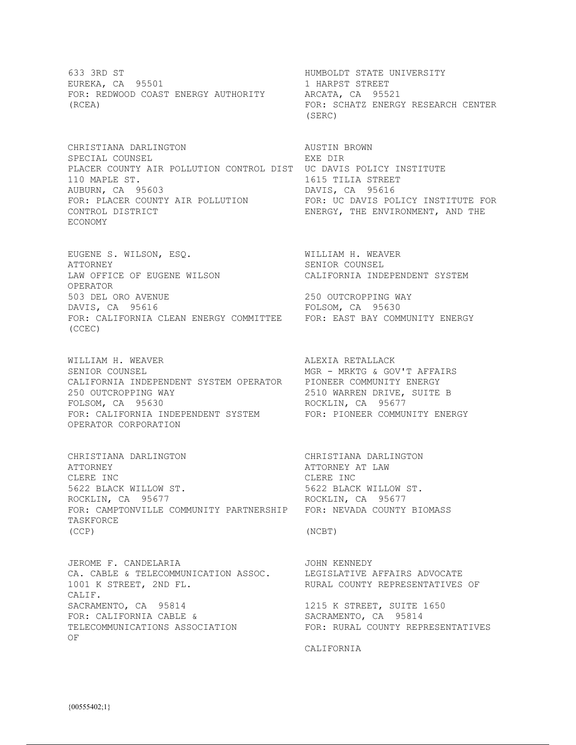633 3RD ST
EUREKA, CA 95501
FOR: REDWOOD COAST ENERGY AUTHORITY
(RCEA)

HUMBOLDT STATE UNIVERSITY
1 HARPST STREET
ARCATA, CA 95521
FOR: SCHATZ ENERGY RESEARCH CENTER
(SERC)

CHRISTIANA DARLINGTON
SPECIAL COUNSEL
PLACER COUNTY AIR POLLUTION CONTROL DIST
110 MAPLE ST.
AUBURN, CA 95603
FOR: PLACER COUNTY AIR POLLUTION
CONTROL DISTRICT

AUSTIN BROWN
EXE DIR
UC DAVIS POLICY INSTITUTE
1615 TILIA STREET
DAVIS, CA 95616
FOR: UC DAVIS POLICY INSTITUTE FOR
ENERGY, THE ENVIRONMENT, AND THE
ECONOMY

EUGENE S. WILSON, ESQ.
ATTORNEY
LAW OFFICE OF EUGENE WILSON
503 DEL ORO AVENUE
DAVIS, CA 95616
FOR: CALIFORNIA CLEAN ENERGY COMMITTEE
(CCEC)

WILLIAM H. WEAVER
SENIOR COUNSEL
CALIFORNIA INDEPENDENT SYSTEM
OPERATOR
250 OUTCROPPING WAY
FOLSOM, CA 95630
FOR: EAST BAY COMMUNITY ENERGY

WILLIAM H. WEAVER
SENIOR COUNSEL
CALIFORNIA INDEPENDENT SYSTEM OPERATOR
250 OUTCROPPING WAY
FOLSOM, CA 95630
FOR: CALIFORNIA INDEPENDENT SYSTEM
OPERATOR CORPORATION

ALEXIA RETALLACK
MGR - MRKTG & GOV'T AFFAIRS
PIONEER COMMUNITY ENERGY
2510 WARREN DRIVE, SUITE B
ROCKLIN, CA 95677
FOR: PIONEER COMMUNITY ENERGY

CHRISTIANA DARLINGTON
ATTORNEY
CLERE INC
5622 BLACK WILLOW ST.
ROCKLIN, CA 95677
FOR: CAMPTONVILLE COMMUNITY PARTNERSHIP
(CCP)

CHRISTIANA DARLINGTON
ATTORNEY AT LAW
CLERE INC
5622 BLACK WILLOW ST.
ROCKLIN, CA 95677
FOR: NEVADA COUNTY BIOMASS
TASKFORCE
(NCBT)

JEROME F. CANDELARIA
CA. CABLE & TELECOMMUNICATION ASSOC.
1001 K STREET, 2ND FL.
SACRAMENTO, CA 95814
FOR: CALIFORNIA CABLE &
TELECOMMUNICATIONS ASSOCIATION

JOHN KENNEDY
LEGISLATIVE AFFAIRS ADVOCATE
RURAL COUNTY REPRESENTATIVES OF
CALIF.
1215 K STREET, SUITE 1650
SACRAMENTO, CA 95814
FOR: RURAL COUNTY REPRESENTATIVES
OF
CALIFORNIA

{00555402;1}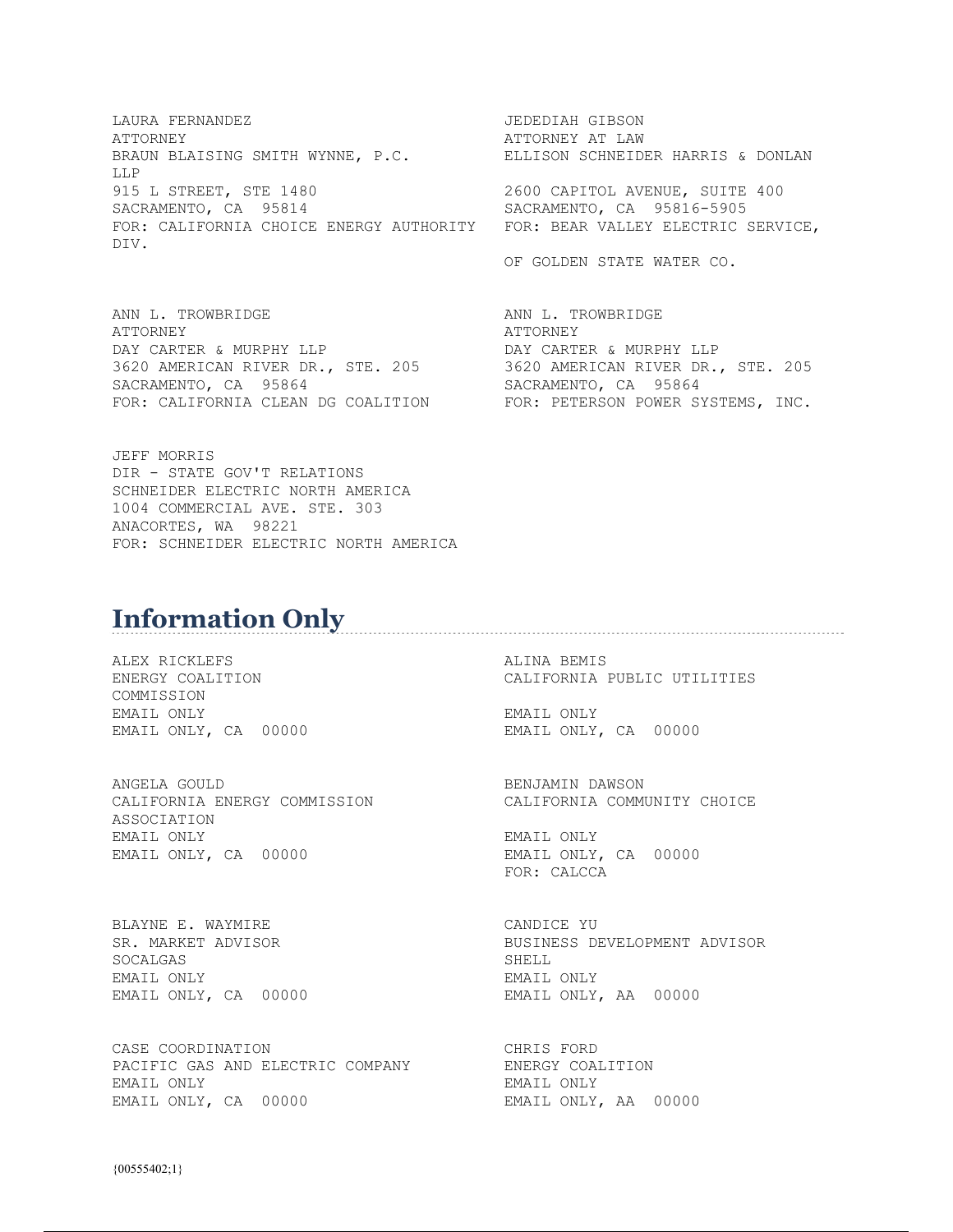LAURA FERNANDEZ
ATTORNEY
BRAUN BLAISING SMITH WYNNE, P.C.
LLP
915 L STREET, STE 1480
SACRAMENTO, CA 95814
FOR: CALIFORNIA CHOICE ENERGY AUTHORITY

JEDEDIAH GIBSON
ATTORNEY AT LAW
ELLISON SCHNEIDER HARRIS & DONLAN
2600 CAPITOL AVENUE, SUITE 400
SACRAMENTO, CA 95816-5905
FOR: BEAR VALLEY ELECTRIC SERVICE, DIV.
OF GOLDEN STATE WATER CO.

ANN L. TROWBRIDGE
ATTORNEY
DAY CARTER & MURPHY LLP
3620 AMERICAN RIVER DR., STE. 205
SACRAMENTO, CA 95864
FOR: CALIFORNIA CLEAN DG COALITION

ANN L. TROWBRIDGE
ATTORNEY
DAY CARTER & MURPHY LLP
3620 AMERICAN RIVER DR., STE. 205
SACRAMENTO, CA 95864
FOR: PETERSON POWER SYSTEMS, INC.

JEFF MORRIS
DIR - STATE GOV'T RELATIONS
SCHNEIDER ELECTRIC NORTH AMERICA
1004 COMMERCIAL AVE. STE. 303
ANACORTES, WA 98221
FOR: SCHNEIDER ELECTRIC NORTH AMERICA

## Information Only

ALEX RICKLEFS
ENERGY COALITION
EMAIL ONLY
EMAIL ONLY, CA 00000

ALINA BEMIS
CALIFORNIA PUBLIC UTILITIES
COMMISSION
EMAIL ONLY
EMAIL ONLY, CA 00000

ANGELA GOULD
CALIFORNIA ENERGY COMMISSION
EMAIL ONLY
EMAIL ONLY, CA 00000

BENJAMIN DAWSON
CALIFORNIA COMMUNITY CHOICE
ASSOCIATION
EMAIL ONLY
EMAIL ONLY, CA 00000
FOR: CALCCA

BLAYNE E. WAYMIRE
SR. MARKET ADVISOR
SOCALGAS
EMAIL ONLY
EMAIL ONLY, CA 00000

CANDICE YU
BUSINESS DEVELOPMENT ADVISOR
SHELL
EMAIL ONLY
EMAIL ONLY, AA 00000

CASE COORDINATION
PACIFIC GAS AND ELECTRIC COMPANY
EMAIL ONLY
EMAIL ONLY, CA 00000

CHRIS FORD
ENERGY COALITION
EMAIL ONLY
EMAIL ONLY, AA 00000

{00555402;1}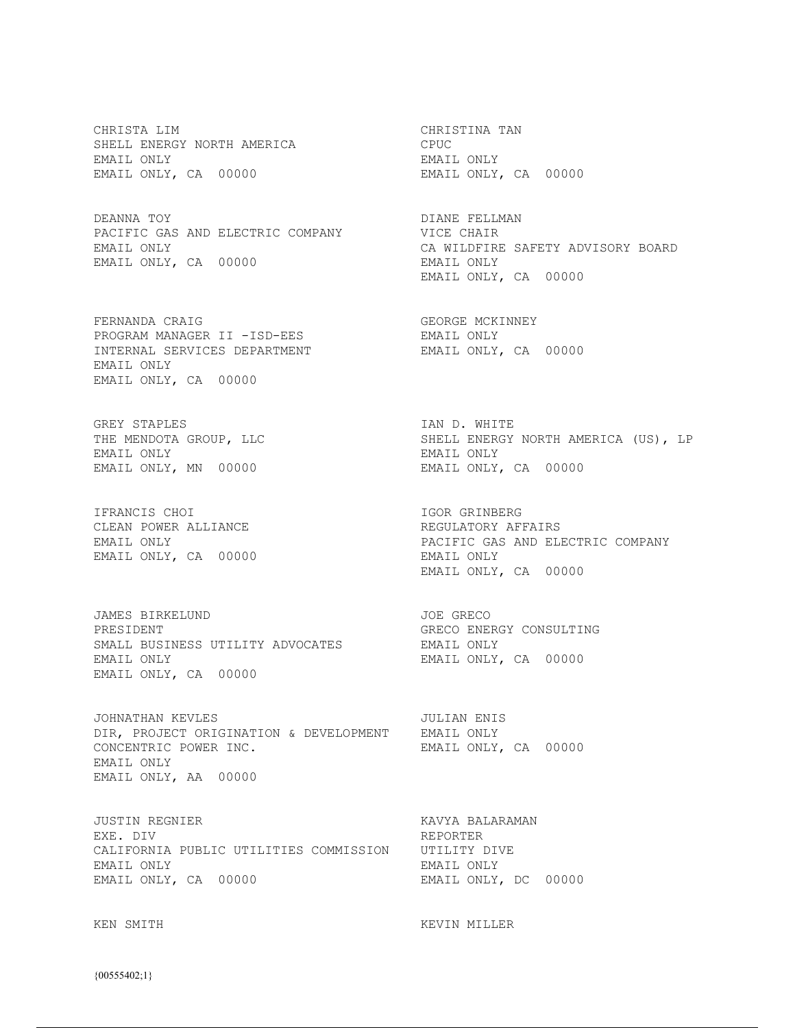CHRISTA LIM
SHELL ENERGY NORTH AMERICA
EMAIL ONLY
EMAIL ONLY, CA 00000

CHRISTINA TAN
CPUC
EMAIL ONLY
EMAIL ONLY, CA 00000

DEANNA TOY
PACIFIC GAS AND ELECTRIC COMPANY
EMAIL ONLY
EMAIL ONLY, CA 00000

DIANE FELLMAN
VICE CHAIR
CA WILDFIRE SAFETY ADVISORY BOARD
EMAIL ONLY
EMAIL ONLY, CA 00000

FERNANDA CRAIG
PROGRAM MANAGER II -ISD-EES
INTERNAL SERVICES DEPARTMENT
EMAIL ONLY
EMAIL ONLY, CA 00000

GEORGE MCKINNEY
EMAIL ONLY
EMAIL ONLY, CA 00000

GREY STAPLES
THE MENDOTA GROUP, LLC
EMAIL ONLY
EMAIL ONLY, MN 00000

IAN D. WHITE
SHELL ENERGY NORTH AMERICA (US), LP
EMAIL ONLY
EMAIL ONLY, CA 00000

IFRANCIS CHOI
CLEAN POWER ALLIANCE
EMAIL ONLY
EMAIL ONLY, CA 00000

IGOR GRINBERG
REGULATORY AFFAIRS
PACIFIC GAS AND ELECTRIC COMPANY
EMAIL ONLY
EMAIL ONLY, CA 00000

JAMES BIRKELUND
PRESIDENT
SMALL BUSINESS UTILITY ADVOCATES
EMAIL ONLY
EMAIL ONLY, CA 00000

JOE GRECO
GRECO ENERGY CONSULTING
EMAIL ONLY
EMAIL ONLY, CA 00000

JOHNATHAN KEVLES
DIR, PROJECT ORIGINATION & DEVELOPMENT
CONCENTRIC POWER INC.
EMAIL ONLY
EMAIL ONLY, AA 00000

JULIAN ENIS
EMAIL ONLY
EMAIL ONLY, CA 00000

JUSTIN REGNIER
EXE. DIV
CALIFORNIA PUBLIC UTILITIES COMMISSION
EMAIL ONLY
EMAIL ONLY, CA 00000

KAVYA BALARAMAN
REPORTER
UTILITY DIVE
EMAIL ONLY
EMAIL ONLY, DC 00000

KEN SMITH

KEVIN MILLER

{00555402;1}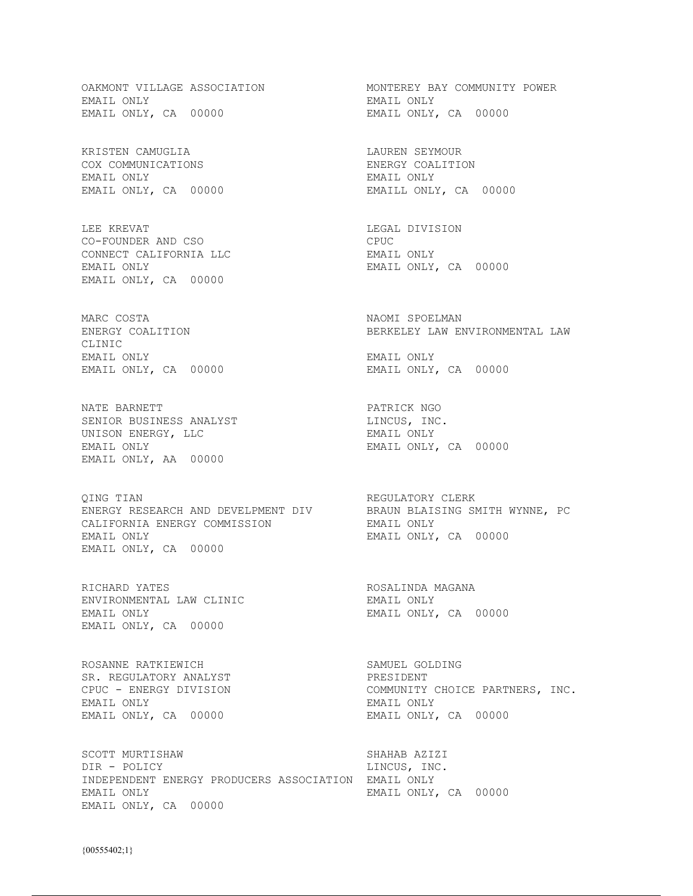OAKMONT VILLAGE ASSOCIATION
EMAIL ONLY
EMAIL ONLY, CA 00000

MONTEREY BAY COMMUNITY POWER
EMAIL ONLY
EMAIL ONLY, CA 00000

KRISTEN CAMUGLIA
COX COMMUNICATIONS
EMAIL ONLY
EMAIL ONLY, CA 00000

LAUREN SEYMOUR
ENERGY COALITION
EMAIL ONLY
EMAILL ONLY, CA 00000

LEE KREVAT
CO-FOUNDER AND CSO
CONNECT CALIFORNIA LLC
EMAIL ONLY
EMAIL ONLY, CA 00000

LEGAL DIVISION
CPUC
EMAIL ONLY
EMAIL ONLY, CA 00000

MARC COSTA
ENERGY COALITION
EMAIL ONLY
EMAIL ONLY, CA 00000

NAOMI SPOELMAN
BERKELEY LAW ENVIRONMENTAL LAW CLINIC
EMAIL ONLY
EMAIL ONLY, CA 00000

NATE BARNETT
SENIOR BUSINESS ANALYST
UNISON ENERGY, LLC
EMAIL ONLY
EMAIL ONLY, AA 00000

PATRICK NGO
LINCUS, INC.
EMAIL ONLY
EMAIL ONLY, CA 00000

QING TIAN
ENERGY RESEARCH AND DEVELPMENT DIV
CALIFORNIA ENERGY COMMISSION
EMAIL ONLY
EMAIL ONLY, CA 00000

REGULATORY CLERK
BRAUN BLAISING SMITH WYNNE, PC
EMAIL ONLY
EMAIL ONLY, CA 00000

RICHARD YATES
ENVIRONMENTAL LAW CLINIC
EMAIL ONLY
EMAIL ONLY, CA 00000

ROSALINDA MAGANA
EMAIL ONLY
EMAIL ONLY, CA 00000

ROSANNE RATKIEWICH
SR. REGULATORY ANALYST
CPUC - ENERGY DIVISION
EMAIL ONLY
EMAIL ONLY, CA 00000

SAMUEL GOLDING
PRESIDENT
COMMUNITY CHOICE PARTNERS, INC.
EMAIL ONLY
EMAIL ONLY, CA 00000

SCOTT MURTISHAW
DIR - POLICY
INDEPENDENT ENERGY PRODUCERS ASSOCIATION
EMAIL ONLY
EMAIL ONLY, CA 00000

SHAHAB AZIZI
LINCUS, INC.
EMAIL ONLY
EMAIL ONLY, CA 00000

{00555402;1}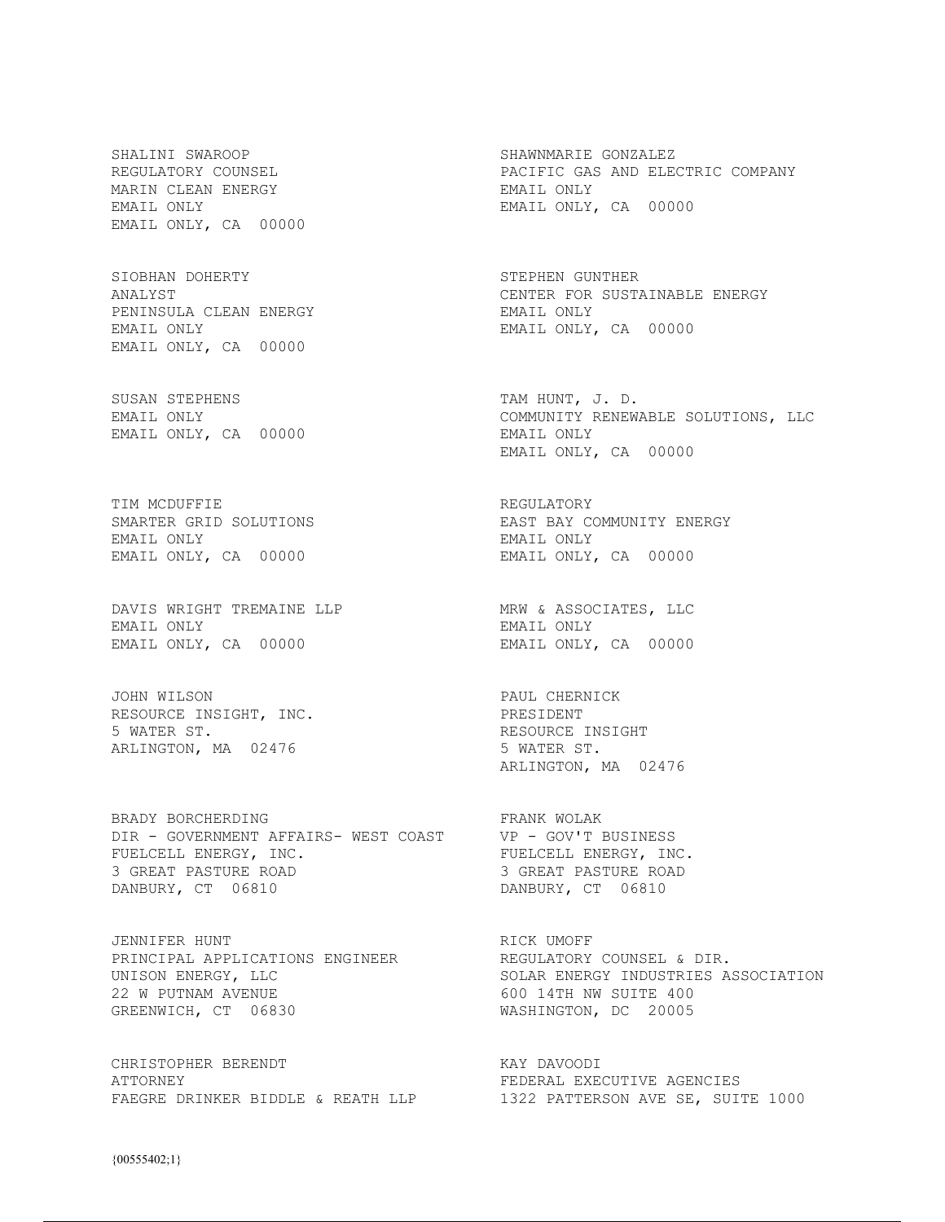SHALINI SWAROOP
REGULATORY COUNSEL
MARIN CLEAN ENERGY
EMAIL ONLY
EMAIL ONLY, CA 00000

SHAWNMARIE GONZALEZ
PACIFIC GAS AND ELECTRIC COMPANY
EMAIL ONLY
EMAIL ONLY, CA 00000

SIOBHAN DOHERTY
ANALYST
PENINSULA CLEAN ENERGY
EMAIL ONLY
EMAIL ONLY, CA 00000

STEPHEN GUNTHER
CENTER FOR SUSTAINABLE ENERGY
EMAIL ONLY
EMAIL ONLY, CA 00000

SUSAN STEPHENS
EMAIL ONLY
EMAIL ONLY, CA 00000

TAM HUNT, J. D.
COMMUNITY RENEWABLE SOLUTIONS, LLC
EMAIL ONLY
EMAIL ONLY, CA 00000

TIM MCDUFFIE
SMARTER GRID SOLUTIONS
EMAIL ONLY
EMAIL ONLY, CA 00000

REGULATORY
EAST BAY COMMUNITY ENERGY
EMAIL ONLY
EMAIL ONLY, CA 00000

DAVIS WRIGHT TREMAINE LLP
EMAIL ONLY
EMAIL ONLY, CA 00000

MRW & ASSOCIATES, LLC
EMAIL ONLY
EMAIL ONLY, CA 00000

JOHN WILSON
RESOURCE INSIGHT, INC.
5 WATER ST.
ARLINGTON, MA 02476

PAUL CHERNICK
PRESIDENT
RESOURCE INSIGHT
5 WATER ST.
ARLINGTON, MA 02476

BRADY BORCHERDING
DIR - GOVERNMENT AFFAIRS- WEST COAST
FUELCELL ENERGY, INC.
3 GREAT PASTURE ROAD
DANBURY, CT 06810

FRANK WOLAK
VP - GOV'T BUSINESS
FUELCELL ENERGY, INC.
3 GREAT PASTURE ROAD
DANBURY, CT 06810

JENNIFER HUNT
PRINCIPAL APPLICATIONS ENGINEER
UNISON ENERGY, LLC
22 W PUTNAM AVENUE
GREENWICH, CT 06830

RICK UMOFF
REGULATORY COUNSEL & DIR.
SOLAR ENERGY INDUSTRIES ASSOCIATION
600 14TH NW SUITE 400
WASHINGTON, DC 20005

CHRISTOPHER BERENDT
ATTORNEY
FAEGRE DRINKER BIDDLE & REATH LLP

KAY DAVOODI
FEDERAL EXECUTIVE AGENCIES
1322 PATTERSON AVE SE, SUITE 1000

{00555402;1}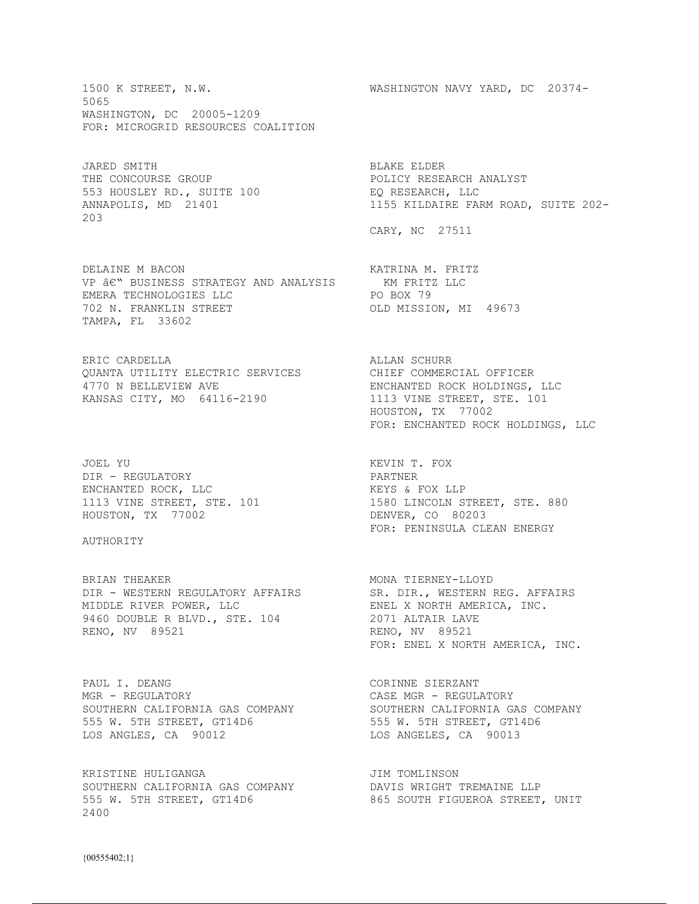1500 K STREET, N.W.
5065
WASHINGTON, DC 20005-1209
FOR: MICROGRID RESOURCES COALITION

WASHINGTON NAVY YARD, DC 20374-

JARED SMITH
THE CONCOURSE GROUP
553 HOUSLEY RD., SUITE 100
ANNAPOLIS, MD 21401
203

BLAKE ELDER
POLICY RESEARCH ANALYST
EQ RESEARCH, LLC
1155 KILDAIRE FARM ROAD, SUITE 202-

CARY, NC 27511

DELAINE M BACON
VP â€" BUSINESS STRATEGY AND ANALYSIS
EMERA TECHNOLOGIES LLC
702 N. FRANKLIN STREET
TAMPA, FL 33602

KATRINA M. FRITZ
KM FRITZ LLC
PO BOX 79
OLD MISSION, MI 49673

ERIC CARDELLA
QUANTA UTILITY ELECTRIC SERVICES
4770 N BELLEVIEW AVE
KANSAS CITY, MO 64116-2190

ALLAN SCHURR
CHIEF COMMERCIAL OFFICER
ENCHANTED ROCK HOLDINGS, LLC
1113 VINE STREET, STE. 101
HOUSTON, TX 77002
FOR: ENCHANTED ROCK HOLDINGS, LLC

JOEL YU
DIR - REGULATORY
ENCHANTED ROCK, LLC
1113 VINE STREET, STE. 101
HOUSTON, TX 77002

KEVIN T. FOX
PARTNER
KEYS & FOX LLP
1580 LINCOLN STREET, STE. 880
DENVER, CO 80203
FOR: PENINSULA CLEAN ENERGY

AUTHORITY

BRIAN THEAKER
DIR - WESTERN REGULATORY AFFAIRS
MIDDLE RIVER POWER, LLC
9460 DOUBLE R BLVD., STE. 104
RENO, NV 89521

MONA TIERNEY-LLOYD
SR. DIR., WESTERN REG. AFFAIRS
ENEL X NORTH AMERICA, INC.
2071 ALTAIR LAVE
RENO, NV 89521
FOR: ENEL X NORTH AMERICA, INC.

PAUL I. DEANG
MGR - REGULATORY
SOUTHERN CALIFORNIA GAS COMPANY
555 W. 5TH STREET, GT14D6
LOS ANGLES, CA 90012

CORINNE SIERZANT
CASE MGR - REGULATORY
SOUTHERN CALIFORNIA GAS COMPANY
555 W. 5TH STREET, GT14D6
LOS ANGELES, CA 90013

KRISTINE HULIGANGA
SOUTHERN CALIFORNIA GAS COMPANY
555 W. 5TH STREET, GT14D6
2400

JIM TOMLINSON
DAVIS WRIGHT TREMAINE LLP
865 SOUTH FIGUEROA STREET, UNIT

{00555402;1}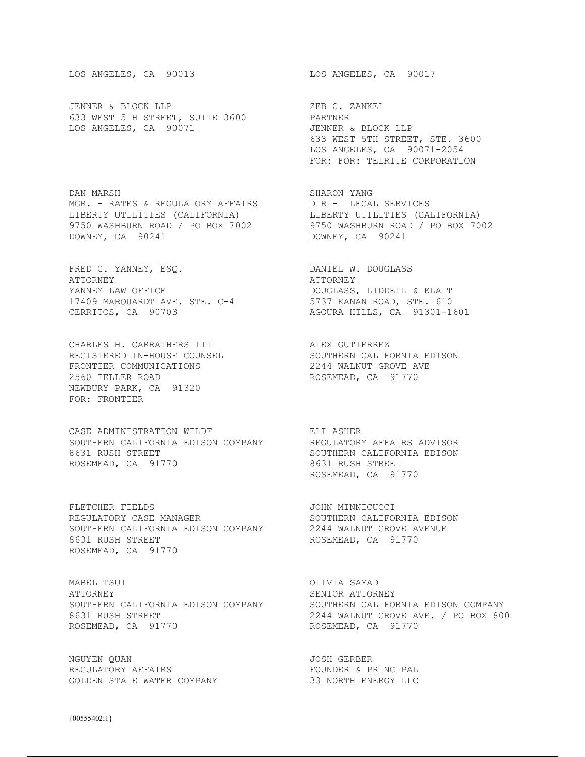LOS ANGELES, CA 90013

LOS ANGELES, CA 90017

JENNER & BLOCK LLP
633 WEST 5TH STREET, SUITE 3600
LOS ANGELES, CA 90071

ZEB C. ZANKEL
PARTNER
JENNER & BLOCK LLP
633 WEST 5TH STREET, STE. 3600
LOS ANGELES, CA 90071-2054
FOR: FOR: TELRITE CORPORATION

DAN MARSH
MGR. - RATES & REGULATORY AFFAIRS
LIBERTY UTILITIES (CALIFORNIA)
9750 WASHBURN ROAD / PO BOX 7002
DOWNEY, CA 90241

SHARON YANG
DIR - LEGAL SERVICES
LIBERTY UTILITIES (CALIFORNIA)
9750 WASHBURN ROAD / PO BOX 7002
DOWNEY, CA 90241

FRED G. YANNEY, ESQ.
ATTORNEY
YANNEY LAW OFFICE
17409 MARQUARDT AVE. STE. C-4
CERRITOS, CA 90703

DANIEL W. DOUGLASS
ATTORNEY
DOUGLASS, LIDDELL & KLATT
5737 KANAN ROAD, STE. 610
AGOURA HILLS, CA 91301-1601

CHARLES H. CARRATHERS III
REGISTERED IN-HOUSE COUNSEL
FRONTIER COMMUNICATIONS
2560 TELLER ROAD
NEWBURY PARK, CA 91320
FOR: FRONTIER

ALEX GUTIERREZ
SOUTHERN CALIFORNIA EDISON
2244 WALNUT GROVE AVE
ROSEMEAD, CA 91770

CASE ADMINISTRATION WILDF
SOUTHERN CALIFORNIA EDISON COMPANY
8631 RUSH STREET
ROSEMEAD, CA 91770

ELI ASHER
REGULATORY AFFAIRS ADVISOR
SOUTHERN CALIFORNIA EDISON
8631 RUSH STREET
ROSEMEAD, CA 91770

FLETCHER FIELDS
REGULATORY CASE MANAGER
SOUTHERN CALIFORNIA EDISON COMPANY
8631 RUSH STREET
ROSEMEAD, CA 91770

JOHN MINNICUCCI
SOUTHERN CALIFORNIA EDISON
2244 WALNUT GROVE AVENUE
ROSEMEAD, CA 91770

MABEL TSUI
ATTORNEY
SOUTHERN CALIFORNIA EDISON COMPANY
8631 RUSH STREET
ROSEMEAD, CA 91770

OLIVIA SAMAD
SENIOR ATTORNEY
SOUTHERN CALIFORNIA EDISON COMPANY
2244 WALNUT GROVE AVE. / PO BOX 800
ROSEMEAD, CA 91770

NGUYEN QUAN
REGULATORY AFFAIRS
GOLDEN STATE WATER COMPANY

JOSH GERBER
FOUNDER & PRINCIPAL
33 NORTH ENERGY LLC

{00555402;1}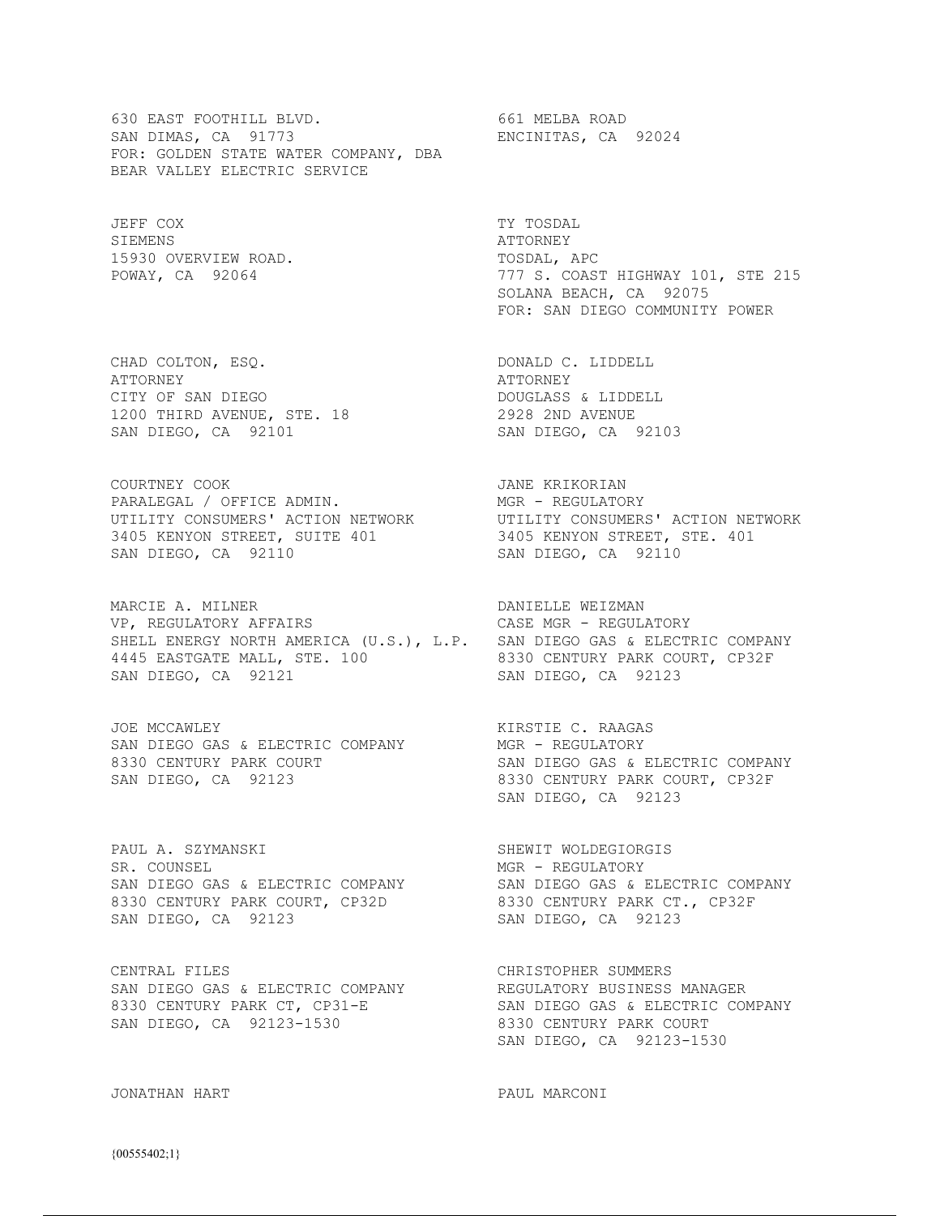630 EAST FOOTHILL BLVD.
SAN DIMAS, CA 91773
FOR: GOLDEN STATE WATER COMPANY, DBA
BEAR VALLEY ELECTRIC SERVICE

661 MELBA ROAD
ENCINITAS, CA 92024

JEFF COX
SIEMENS
15930 OVERVIEW ROAD.
POWAY, CA 92064

TY TOSDAL
ATTORNEY
TOSDAL, APC
777 S. COAST HIGHWAY 101, STE 215
SOLANA BEACH, CA 92075
FOR: SAN DIEGO COMMUNITY POWER

CHAD COLTON, ESQ.
ATTORNEY
CITY OF SAN DIEGO
1200 THIRD AVENUE, STE. 18
SAN DIEGO, CA 92101

DONALD C. LIDDELL
ATTORNEY
DOUGLASS & LIDDELL
2928 2ND AVENUE
SAN DIEGO, CA 92103

COURTNEY COOK
PARALEGAL / OFFICE ADMIN.
UTILITY CONSUMERS' ACTION NETWORK
3405 KENYON STREET, SUITE 401
SAN DIEGO, CA 92110

JANE KRIKORIAN
MGR - REGULATORY
UTILITY CONSUMERS' ACTION NETWORK
3405 KENYON STREET, STE. 401
SAN DIEGO, CA 92110

MARCIE A. MILNER
VP, REGULATORY AFFAIRS
SHELL ENERGY NORTH AMERICA (U.S.), L.P.
4445 EASTGATE MALL, STE. 100
SAN DIEGO, CA 92121

DANIELLE WEIZMAN
CASE MGR - REGULATORY
SAN DIEGO GAS & ELECTRIC COMPANY
8330 CENTURY PARK COURT, CP32F
SAN DIEGO, CA 92123

JOE MCCAWLEY
SAN DIEGO GAS & ELECTRIC COMPANY
8330 CENTURY PARK COURT
SAN DIEGO, CA 92123

KIRSTIE C. RAAGAS
MGR - REGULATORY
SAN DIEGO GAS & ELECTRIC COMPANY
8330 CENTURY PARK COURT, CP32F
SAN DIEGO, CA 92123

PAUL A. SZYMANSKI
SR. COUNSEL
SAN DIEGO GAS & ELECTRIC COMPANY
8330 CENTURY PARK COURT, CP32D
SAN DIEGO, CA 92123

SHEWIT WOLDEGIORGIS
MGR - REGULATORY
SAN DIEGO GAS & ELECTRIC COMPANY
8330 CENTURY PARK CT., CP32F
SAN DIEGO, CA 92123

CENTRAL FILES
SAN DIEGO GAS & ELECTRIC COMPANY
8330 CENTURY PARK CT, CP31-E
SAN DIEGO, CA 92123-1530

CHRISTOPHER SUMMERS
REGULATORY BUSINESS MANAGER
SAN DIEGO GAS & ELECTRIC COMPANY
8330 CENTURY PARK COURT
SAN DIEGO, CA 92123-1530

JONATHAN HART

PAUL MARCONI

{00555402;1}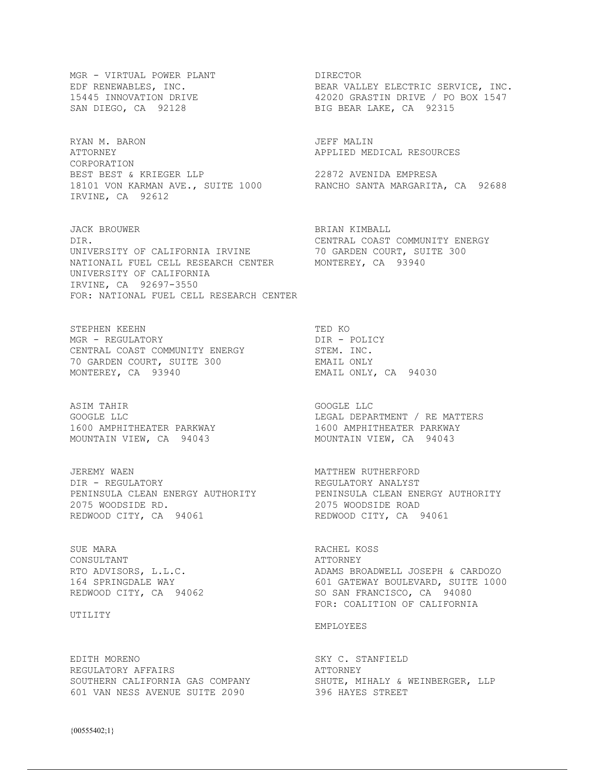MGR - VIRTUAL POWER PLANT
EDF RENEWABLES, INC.
15445 INNOVATION DRIVE
SAN DIEGO, CA 92128

DIRECTOR
BEAR VALLEY ELECTRIC SERVICE, INC.
42020 GRASTIN DRIVE / PO BOX 1547
BIG BEAR LAKE, CA 92315

RYAN M. BARON
ATTORNEY
CORPORATION
BEST BEST & KRIEGER LLP
18101 VON KARMAN AVE., SUITE 1000
IRVINE, CA 92612

JEFF MALIN
APPLIED MEDICAL RESOURCES
22872 AVENIDA EMPRESA
RANCHO SANTA MARGARITA, CA 92688

JACK BROUWER
DIR.
UNIVERSITY OF CALIFORNIA IRVINE
NATIONAIL FUEL CELL RESEARCH CENTER
UNIVERSITY OF CALIFORNIA
IRVINE, CA 92697-3550
FOR: NATIONAL FUEL CELL RESEARCH CENTER

BRIAN KIMBALL
CENTRAL COAST COMMUNITY ENERGY
70 GARDEN COURT, SUITE 300
MONTEREY, CA 93940

STEPHEN KEEHN
MGR - REGULATORY
CENTRAL COAST COMMUNITY ENERGY
70 GARDEN COURT, SUITE 300
MONTEREY, CA 93940

TED KO
DIR - POLICY
STEM. INC.
EMAIL ONLY
EMAIL ONLY, CA 94030

ASIM TAHIR
GOOGLE LLC
1600 AMPHITHEATER PARKWAY
MOUNTAIN VIEW, CA 94043

GOOGLE LLC
LEGAL DEPARTMENT / RE MATTERS
1600 AMPHITHEATER PARKWAY
MOUNTAIN VIEW, CA 94043

JEREMY WAEN
DIR - REGULATORY
PENINSULA CLEAN ENERGY AUTHORITY
2075 WOODSIDE RD.
REDWOOD CITY, CA 94061

MATTHEW RUTHERFORD
REGULATORY ANALYST
PENINSULA CLEAN ENERGY AUTHORITY
2075 WOODSIDE ROAD
REDWOOD CITY, CA 94061

SUE MARA
CONSULTANT
RTO ADVISORS, L.L.C.
164 SPRINGDALE WAY
REDWOOD CITY, CA 94062

UTILITY

RACHEL KOSS
ATTORNEY
ADAMS BROADWELL JOSEPH & CARDOZO
601 GATEWAY BOULEVARD, SUITE 1000
SO SAN FRANCISCO, CA 94080
FOR: COALITION OF CALIFORNIA

EMPLOYEES

EDITH MORENO
REGULATORY AFFAIRS
SOUTHERN CALIFORNIA GAS COMPANY
601 VAN NESS AVENUE SUITE 2090

SKY C. STANFIELD
ATTORNEY
SHUTE, MIHALY & WEINBERGER, LLP
396 HAYES STREET

{00555402;1}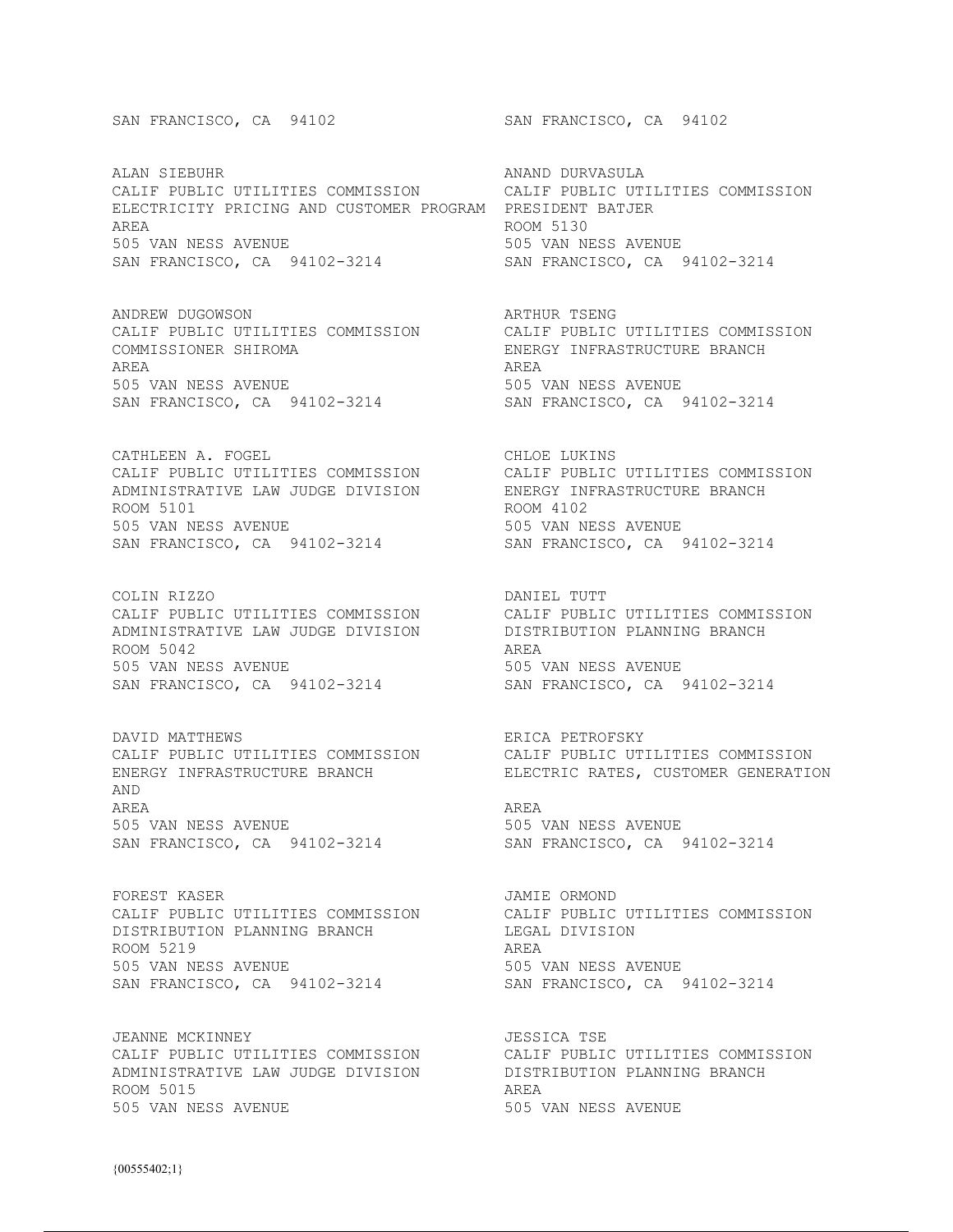SAN FRANCISCO, CA 94102

SAN FRANCISCO, CA 94102

ALAN SIEBUHR
CALIF PUBLIC UTILITIES COMMISSION
ELECTRICITY PRICING AND CUSTOMER PROGRAM
AREA
505 VAN NESS AVENUE
SAN FRANCISCO, CA 94102-3214

ANAND DURVASULA
CALIF PUBLIC UTILITIES COMMISSION
PRESIDENT BATJER
ROOM 5130
505 VAN NESS AVENUE
SAN FRANCISCO, CA 94102-3214

ANDREW DUGOWSON
CALIF PUBLIC UTILITIES COMMISSION
COMMISSIONER SHIROMA
AREA
505 VAN NESS AVENUE
SAN FRANCISCO, CA 94102-3214

ARTHUR TSENG
CALIF PUBLIC UTILITIES COMMISSION
ENERGY INFRASTRUCTURE BRANCH
AREA
505 VAN NESS AVENUE
SAN FRANCISCO, CA 94102-3214

CATHLEEN A. FOGEL
CALIF PUBLIC UTILITIES COMMISSION
ADMINISTRATIVE LAW JUDGE DIVISION
ROOM 5101
505 VAN NESS AVENUE
SAN FRANCISCO, CA 94102-3214

CHLOE LUKINS
CALIF PUBLIC UTILITIES COMMISSION
ENERGY INFRASTRUCTURE BRANCH
ROOM 4102
505 VAN NESS AVENUE
SAN FRANCISCO, CA 94102-3214

COLIN RIZZO
CALIF PUBLIC UTILITIES COMMISSION
ADMINISTRATIVE LAW JUDGE DIVISION
ROOM 5042
505 VAN NESS AVENUE
SAN FRANCISCO, CA 94102-3214

DANIEL TUTT
CALIF PUBLIC UTILITIES COMMISSION
DISTRIBUTION PLANNING BRANCH
AREA
505 VAN NESS AVENUE
SAN FRANCISCO, CA 94102-3214

DAVID MATTHEWS
CALIF PUBLIC UTILITIES COMMISSION
ENERGY INFRASTRUCTURE BRANCH
AND
AREA
505 VAN NESS AVENUE
SAN FRANCISCO, CA 94102-3214

ERICA PETROFSKY
CALIF PUBLIC UTILITIES COMMISSION
ELECTRIC RATES, CUSTOMER GENERATION
AREA
505 VAN NESS AVENUE
SAN FRANCISCO, CA 94102-3214

FOREST KASER
CALIF PUBLIC UTILITIES COMMISSION
DISTRIBUTION PLANNING BRANCH
ROOM 5219
505 VAN NESS AVENUE
SAN FRANCISCO, CA 94102-3214

JAMIE ORMOND
CALIF PUBLIC UTILITIES COMMISSION
LEGAL DIVISION
AREA
505 VAN NESS AVENUE
SAN FRANCISCO, CA 94102-3214

JEANNE MCKINNEY
CALIF PUBLIC UTILITIES COMMISSION
ADMINISTRATIVE LAW JUDGE DIVISION
ROOM 5015
505 VAN NESS AVENUE

JESSICA TSE
CALIF PUBLIC UTILITIES COMMISSION
DISTRIBUTION PLANNING BRANCH
AREA
505 VAN NESS AVENUE

{00555402;1}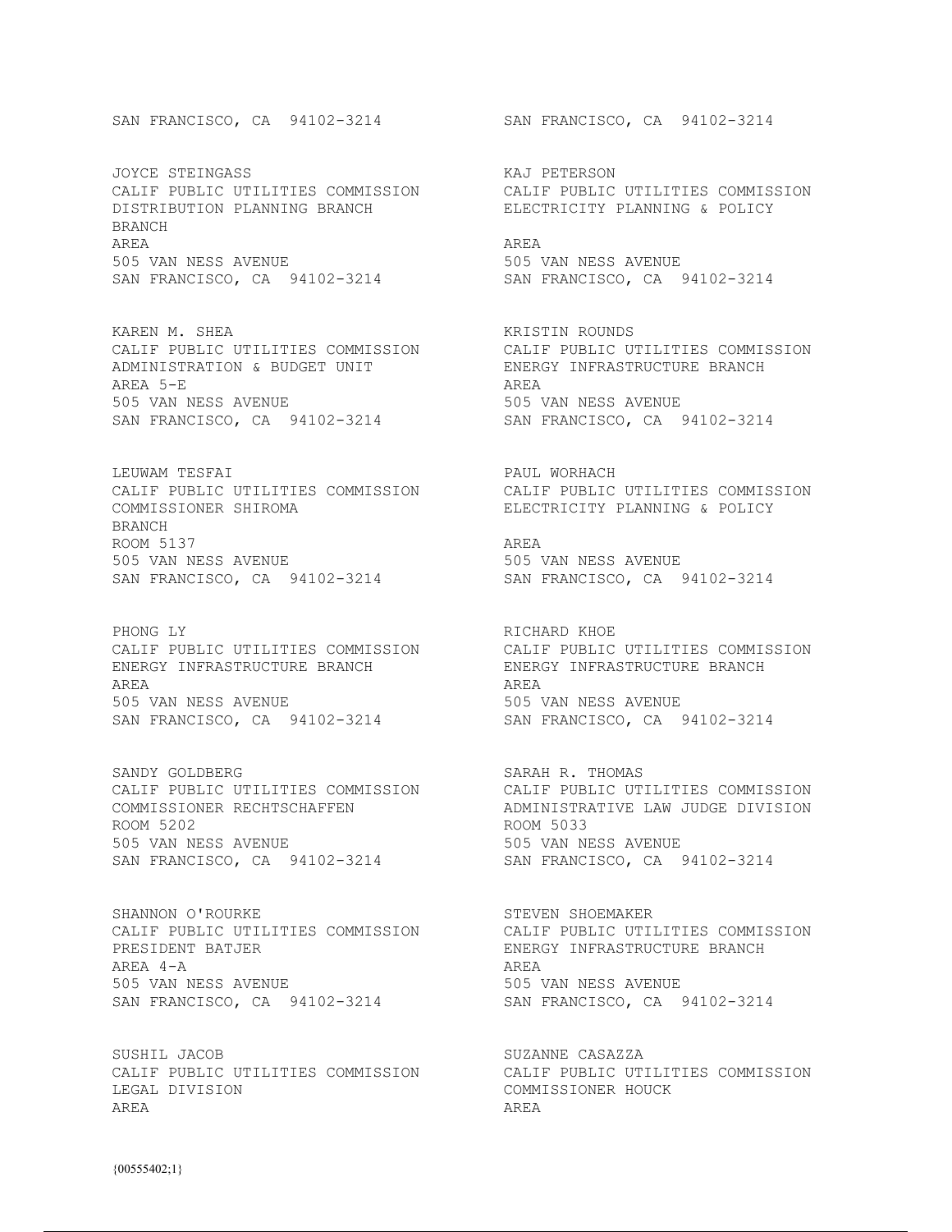SAN FRANCISCO, CA 94102-3214

SAN FRANCISCO, CA 94102-3214

JOYCE STEINGASS
CALIF PUBLIC UTILITIES COMMISSION
DISTRIBUTION PLANNING BRANCH
BRANCH
AREA
505 VAN NESS AVENUE
SAN FRANCISCO, CA 94102-3214

KAJ PETERSON
CALIF PUBLIC UTILITIES COMMISSION
ELECTRICITY PLANNING & POLICY
AREA
505 VAN NESS AVENUE
SAN FRANCISCO, CA 94102-3214

KAREN M. SHEA
CALIF PUBLIC UTILITIES COMMISSION
ADMINISTRATION & BUDGET UNIT
AREA 5-E
505 VAN NESS AVENUE
SAN FRANCISCO, CA 94102-3214

KRISTIN ROUNDS
CALIF PUBLIC UTILITIES COMMISSION
ENERGY INFRASTRUCTURE BRANCH
AREA
505 VAN NESS AVENUE
SAN FRANCISCO, CA 94102-3214

LEUWAM TESFAI
CALIF PUBLIC UTILITIES COMMISSION
COMMISSIONER SHIROMA
BRANCH
ROOM 5137
505 VAN NESS AVENUE
SAN FRANCISCO, CA 94102-3214

PAUL WORHACH
CALIF PUBLIC UTILITIES COMMISSION
ELECTRICITY PLANNING & POLICY
AREA
505 VAN NESS AVENUE
SAN FRANCISCO, CA 94102-3214

PHONG LY
CALIF PUBLIC UTILITIES COMMISSION
ENERGY INFRASTRUCTURE BRANCH
AREA
505 VAN NESS AVENUE
SAN FRANCISCO, CA 94102-3214

RICHARD KHOE
CALIF PUBLIC UTILITIES COMMISSION
ENERGY INFRASTRUCTURE BRANCH
AREA
505 VAN NESS AVENUE
SAN FRANCISCO, CA 94102-3214

SANDY GOLDBERG
CALIF PUBLIC UTILITIES COMMISSION
COMMISSIONER RECHTSCHAFFEN
ROOM 5202
505 VAN NESS AVENUE
SAN FRANCISCO, CA 94102-3214

SARAH R. THOMAS
CALIF PUBLIC UTILITIES COMMISSION
ADMINISTRATIVE LAW JUDGE DIVISION
ROOM 5033
505 VAN NESS AVENUE
SAN FRANCISCO, CA 94102-3214

SHANNON O'ROURKE
CALIF PUBLIC UTILITIES COMMISSION
PRESIDENT BATJER
AREA 4-A
505 VAN NESS AVENUE
SAN FRANCISCO, CA 94102-3214

STEVEN SHOEMAKER
CALIF PUBLIC UTILITIES COMMISSION
ENERGY INFRASTRUCTURE BRANCH
AREA
505 VAN NESS AVENUE
SAN FRANCISCO, CA 94102-3214

SUSHIL JACOB
CALIF PUBLIC UTILITIES COMMISSION
LEGAL DIVISION
AREA

SUZANNE CASAZZA
CALIF PUBLIC UTILITIES COMMISSION
COMMISSIONER HOUCK
AREA

{00555402;1}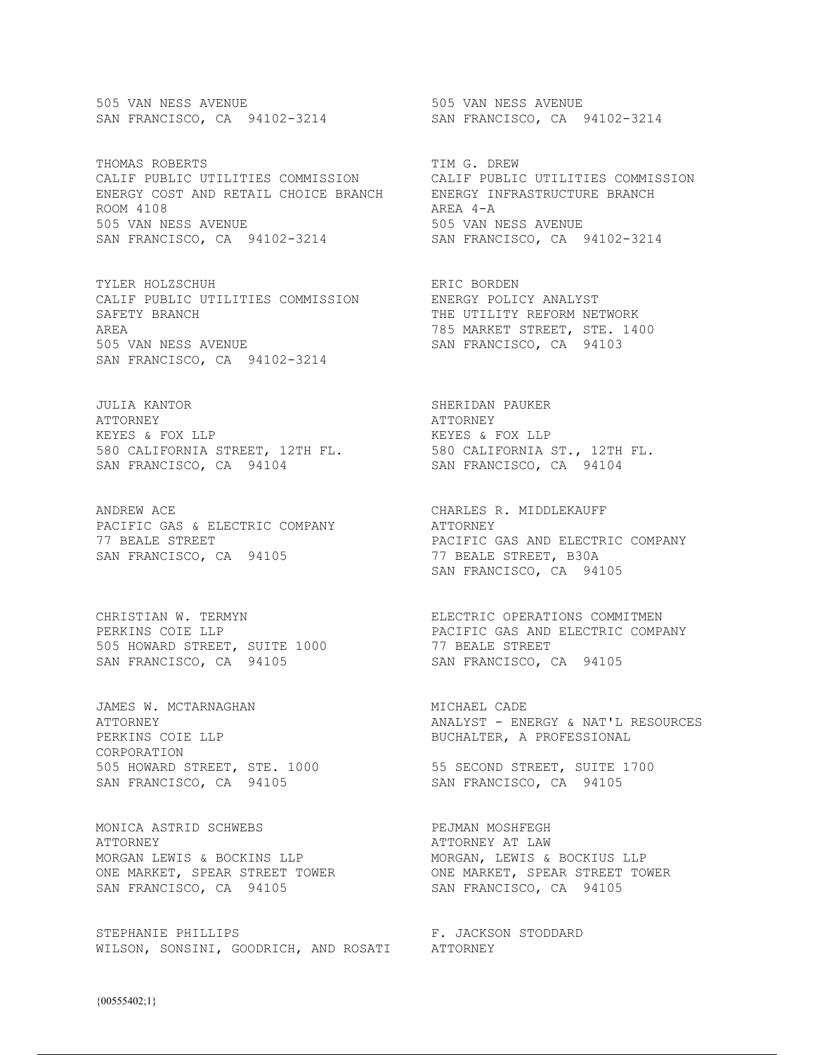505 VAN NESS AVENUE
SAN FRANCISCO, CA 94102-3214

505 VAN NESS AVENUE
SAN FRANCISCO, CA 94102-3214

THOMAS ROBERTS
CALIF PUBLIC UTILITIES COMMISSION
ENERGY COST AND RETAIL CHOICE BRANCH
ROOM 4108
505 VAN NESS AVENUE
SAN FRANCISCO, CA 94102-3214

TIM G. DREW
CALIF PUBLIC UTILITIES COMMISSION
ENERGY INFRASTRUCTURE BRANCH
AREA 4-A
505 VAN NESS AVENUE
SAN FRANCISCO, CA 94102-3214

TYLER HOLZSCHUH
CALIF PUBLIC UTILITIES COMMISSION
SAFETY BRANCH
AREA
505 VAN NESS AVENUE
SAN FRANCISCO, CA 94102-3214

ERIC BORDEN
ENERGY POLICY ANALYST
THE UTILITY REFORM NETWORK
785 MARKET STREET, STE. 1400
SAN FRANCISCO, CA 94103

JULIA KANTOR
ATTORNEY
KEYES & FOX LLP
580 CALIFORNIA STREET, 12TH FL.
SAN FRANCISCO, CA 94104

SHERIDAN PAUKER
ATTORNEY
KEYES & FOX LLP
580 CALIFORNIA ST., 12TH FL.
SAN FRANCISCO, CA 94104

ANDREW ACE
PACIFIC GAS & ELECTRIC COMPANY
77 BEALE STREET
SAN FRANCISCO, CA 94105

CHARLES R. MIDDLEKAUFF
ATTORNEY
PACIFIC GAS AND ELECTRIC COMPANY
77 BEALE STREET, B30A
SAN FRANCISCO, CA 94105

CHRISTIAN W. TERMYN
PERKINS COIE LLP
505 HOWARD STREET, SUITE 1000
SAN FRANCISCO, CA 94105

ELECTRIC OPERATIONS COMMITMEN
PACIFIC GAS AND ELECTRIC COMPANY
77 BEALE STREET
SAN FRANCISCO, CA 94105

JAMES W. MCTARNAGHAN
ATTORNEY
PERKINS COIE LLP
CORPORATION
505 HOWARD STREET, STE. 1000
SAN FRANCISCO, CA 94105

MICHAEL CADE
ANALYST - ENERGY & NAT'L RESOURCES
BUCHALTER, A PROFESSIONAL
55 SECOND STREET, SUITE 1700
SAN FRANCISCO, CA 94105

MONICA ASTRID SCHWEBS
ATTORNEY
MORGAN LEWIS & BOCKINS LLP
ONE MARKET, SPEAR STREET TOWER
SAN FRANCISCO, CA 94105

PEJMAN MOSHFEGH
ATTORNEY AT LAW
MORGAN, LEWIS & BOCKIUS LLP
ONE MARKET, SPEAR STREET TOWER
SAN FRANCISCO, CA 94105

STEPHANIE PHILLIPS
WILSON, SONSINI, GOODRICH, AND ROSATI

F. JACKSON STODDARD
ATTORNEY

{00555402;1}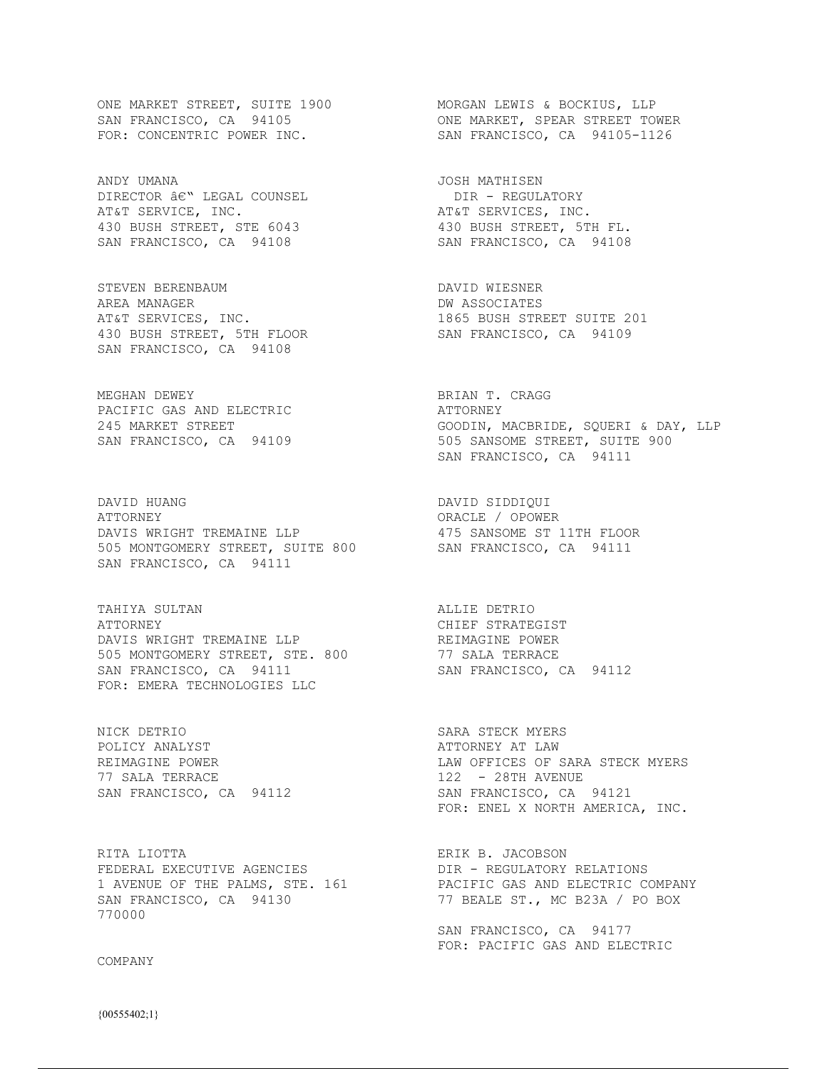ONE MARKET STREET, SUITE 1900
SAN FRANCISCO, CA 94105
FOR: CONCENTRIC POWER INC.

MORGAN LEWIS & BOCKIUS, LLP
ONE MARKET, SPEAR STREET TOWER
SAN FRANCISCO, CA 94105-1126

ANDY UMANA
DIRECTOR â€" LEGAL COUNSEL
AT&T SERVICE, INC.
430 BUSH STREET, STE 6043
SAN FRANCISCO, CA 94108

JOSH MATHISEN
DIR - REGULATORY
AT&T SERVICES, INC.
430 BUSH STREET, 5TH FL.
SAN FRANCISCO, CA 94108

STEVEN BERENBAUM
AREA MANAGER
AT&T SERVICES, INC.
430 BUSH STREET, 5TH FLOOR
SAN FRANCISCO, CA 94108

DAVID WIESNER
DW ASSOCIATES
1865 BUSH STREET SUITE 201
SAN FRANCISCO, CA 94109

MEGHAN DEWEY
PACIFIC GAS AND ELECTRIC
245 MARKET STREET
SAN FRANCISCO, CA 94109

BRIAN T. CRAGG
ATTORNEY
GOODIN, MACBRIDE, SQUERI & DAY, LLP
505 SANSOME STREET, SUITE 900
SAN FRANCISCO, CA 94111

DAVID HUANG
ATTORNEY
DAVIS WRIGHT TREMAINE LLP
505 MONTGOMERY STREET, SUITE 800
SAN FRANCISCO, CA 94111

DAVID SIDDIQUI
ORACLE / OPOWER
475 SANSOME ST 11TH FLOOR
SAN FRANCISCO, CA 94111

TAHIYA SULTAN
ATTORNEY
DAVIS WRIGHT TREMAINE LLP
505 MONTGOMERY STREET, STE. 800
SAN FRANCISCO, CA 94111
FOR: EMERA TECHNOLOGIES LLC

ALLIE DETRIO
CHIEF STRATEGIST
REIMAGINE POWER
77 SALA TERRACE
SAN FRANCISCO, CA 94112

NICK DETRIO
POLICY ANALYST
REIMAGINE POWER
77 SALA TERRACE
SAN FRANCISCO, CA 94112

SARA STECK MYERS
ATTORNEY AT LAW
LAW OFFICES OF SARA STECK MYERS
122 - 28TH AVENUE
SAN FRANCISCO, CA 94121
FOR: ENEL X NORTH AMERICA, INC.

RITA LIOTTA
FEDERAL EXECUTIVE AGENCIES
1 AVENUE OF THE PALMS, STE. 161
SAN FRANCISCO, CA 94130

ERIK B. JACOBSON
DIR - REGULATORY RELATIONS
PACIFIC GAS AND ELECTRIC COMPANY
77 BEALE ST., MC B23A / PO BOX 770000
SAN FRANCISCO, CA 94177
FOR: PACIFIC GAS AND ELECTRIC COMPANY

{00555402;1}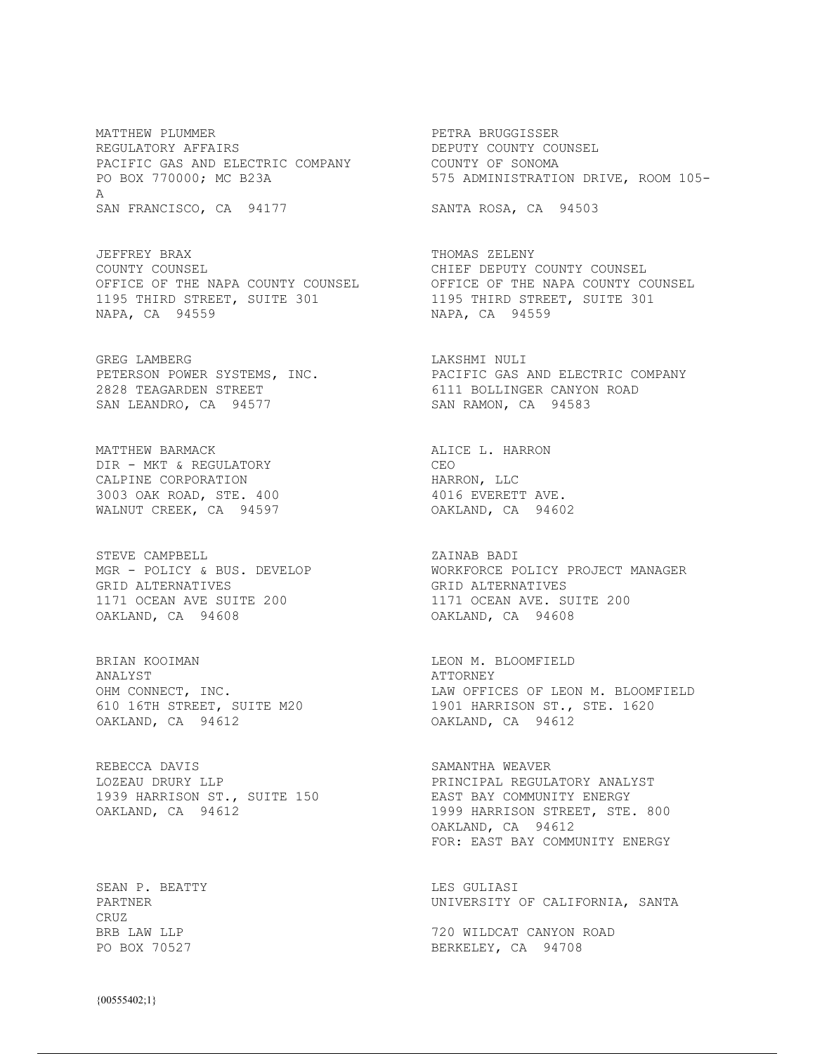MATTHEW PLUMMER
REGULATORY AFFAIRS
PACIFIC GAS AND ELECTRIC COMPANY
PO BOX 770000; MC B23A
SAN FRANCISCO, CA 94177

PETRA BRUGGISSER
DEPUTY COUNTY COUNSEL
COUNTY OF SONOMA
575 ADMINISTRATION DRIVE, ROOM 105-A
SANTA ROSA, CA 94503

JEFFREY BRAX
COUNTY COUNSEL
OFFICE OF THE NAPA COUNTY COUNSEL
1195 THIRD STREET, SUITE 301
NAPA, CA 94559

THOMAS ZELENY
CHIEF DEPUTY COUNTY COUNSEL
OFFICE OF THE NAPA COUNTY COUNSEL
1195 THIRD STREET, SUITE 301
NAPA, CA 94559

GREG LAMBERG
PETERSON POWER SYSTEMS, INC.
2828 TEAGARDEN STREET
SAN LEANDRO, CA 94577

LAKSHMI NULI
PACIFIC GAS AND ELECTRIC COMPANY
6111 BOLLINGER CANYON ROAD
SAN RAMON, CA 94583

MATTHEW BARMACK
DIR - MKT & REGULATORY
CALPINE CORPORATION
3003 OAK ROAD, STE. 400
WALNUT CREEK, CA 94597

ALICE L. HARRON
CEO
HARRON, LLC
4016 EVERETT AVE.
OAKLAND, CA 94602

STEVE CAMPBELL
MGR - POLICY & BUS. DEVELOP
GRID ALTERNATIVES
1171 OCEAN AVE SUITE 200
OAKLAND, CA 94608

ZAINAB BADI
WORKFORCE POLICY PROJECT MANAGER
GRID ALTERNATIVES
1171 OCEAN AVE. SUITE 200
OAKLAND, CA 94608

BRIAN KOOIMAN
ANALYST
OHM CONNECT, INC.
610 16TH STREET, SUITE M20
OAKLAND, CA 94612

LEON M. BLOOMFIELD
ATTORNEY
LAW OFFICES OF LEON M. BLOOMFIELD
1901 HARRISON ST., STE. 1620
OAKLAND, CA 94612

REBECCA DAVIS
LOZEAU DRURY LLP
1939 HARRISON ST., SUITE 150
OAKLAND, CA 94612

SAMANTHA WEAVER
PRINCIPAL REGULATORY ANALYST
EAST BAY COMMUNITY ENERGY
1999 HARRISON STREET, STE. 800
OAKLAND, CA 94612
FOR: EAST BAY COMMUNITY ENERGY

SEAN P. BEATTY
PARTNER
BRB LAW LLP
PO BOX 70527

LES GULIASI
UNIVERSITY OF CALIFORNIA, SANTA CRUZ
720 WILDCAT CANYON ROAD
BERKELEY, CA 94708

{00555402;1}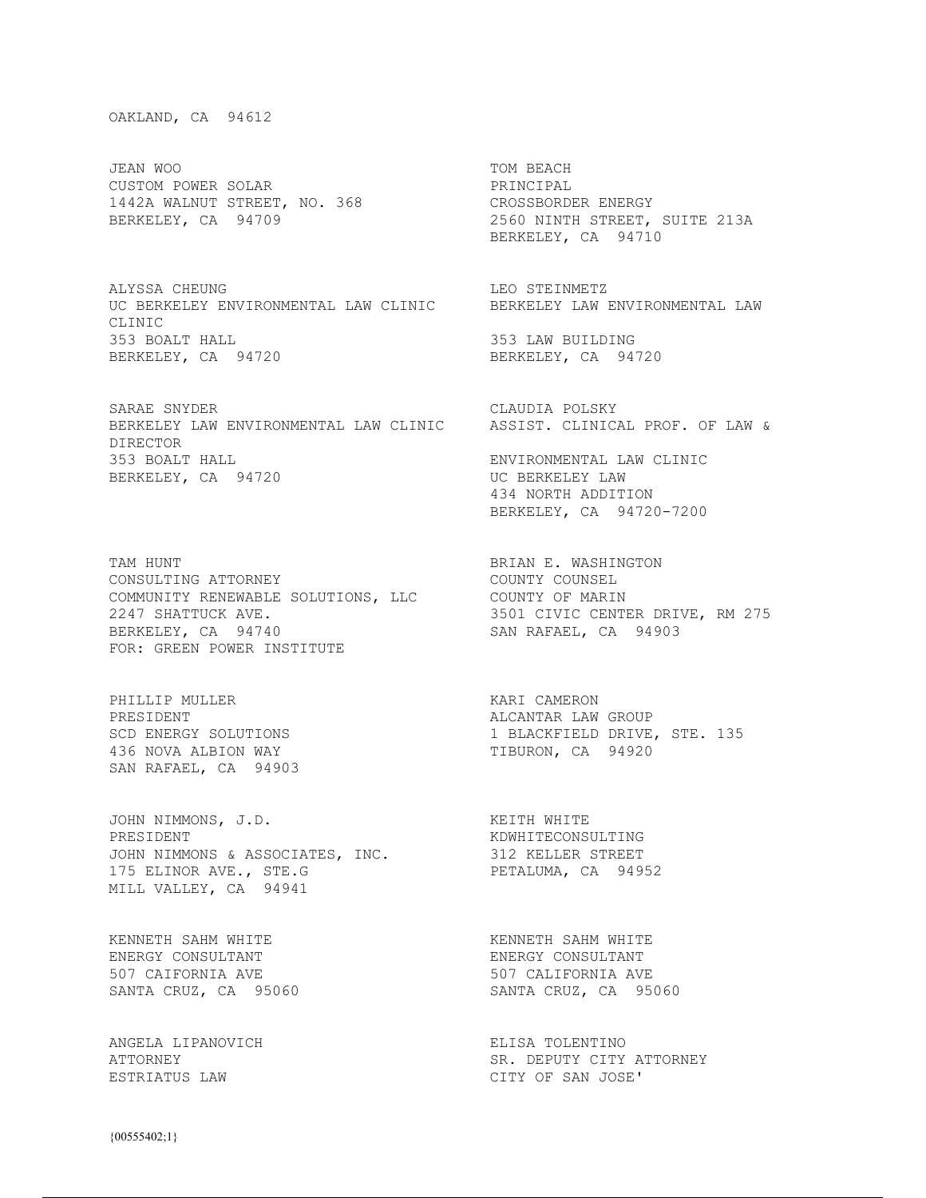OAKLAND, CA 94612

JEAN WOO
CUSTOM POWER SOLAR
1442A WALNUT STREET, NO. 368
BERKELEY, CA 94709

TOM BEACH
PRINCIPAL
CROSSBORDER ENERGY
2560 NINTH STREET, SUITE 213A
BERKELEY, CA 94710

ALYSSA CHEUNG
UC BERKELEY ENVIRONMENTAL LAW CLINIC
CLINIC
353 BOALT HALL
BERKELEY, CA 94720

LEO STEINMETZ
BERKELEY LAW ENVIRONMENTAL LAW

353 LAW BUILDING
BERKELEY, CA 94720

SARAE SNYDER
BERKELEY LAW ENVIRONMENTAL LAW CLINIC
DIRECTOR
353 BOALT HALL
BERKELEY, CA 94720

CLAUDIA POLSKY
ASSIST. CLINICAL PROF. OF LAW &

ENVIRONMENTAL LAW CLINIC
UC BERKELEY LAW
434 NORTH ADDITION
BERKELEY, CA 94720-7200

TAM HUNT
CONSULTING ATTORNEY
COMMUNITY RENEWABLE SOLUTIONS, LLC
2247 SHATTUCK AVE.
BERKELEY, CA 94740
FOR: GREEN POWER INSTITUTE

BRIAN E. WASHINGTON
COUNTY COUNSEL
COUNTY OF MARIN
3501 CIVIC CENTER DRIVE, RM 275
SAN RAFAEL, CA 94903

PHILLIP MULLER
PRESIDENT
SCD ENERGY SOLUTIONS
436 NOVA ALBION WAY
SAN RAFAEL, CA 94903

KARI CAMERON
ALCANTAR LAW GROUP
1 BLACKFIELD DRIVE, STE. 135
TIBURON, CA 94920

JOHN NIMMONS, J.D.
PRESIDENT
JOHN NIMMONS & ASSOCIATES, INC.
175 ELINOR AVE., STE.G
MILL VALLEY, CA 94941

KEITH WHITE
KDWHITECONSULTING
312 KELLER STREET
PETALUMA, CA 94952

KENNETH SAHM WHITE
ENERGY CONSULTANT
507 CAIFORNIA AVE
SANTA CRUZ, CA 95060

KENNETH SAHM WHITE
ENERGY CONSULTANT
507 CALIFORNIA AVE
SANTA CRUZ, CA 95060

ANGELA LIPANOVICH
ATTORNEY
ESTRIATUS LAW

ELISA TOLENTINO
SR. DEPUTY CITY ATTORNEY
CITY OF SAN JOSE'

{00555402;1}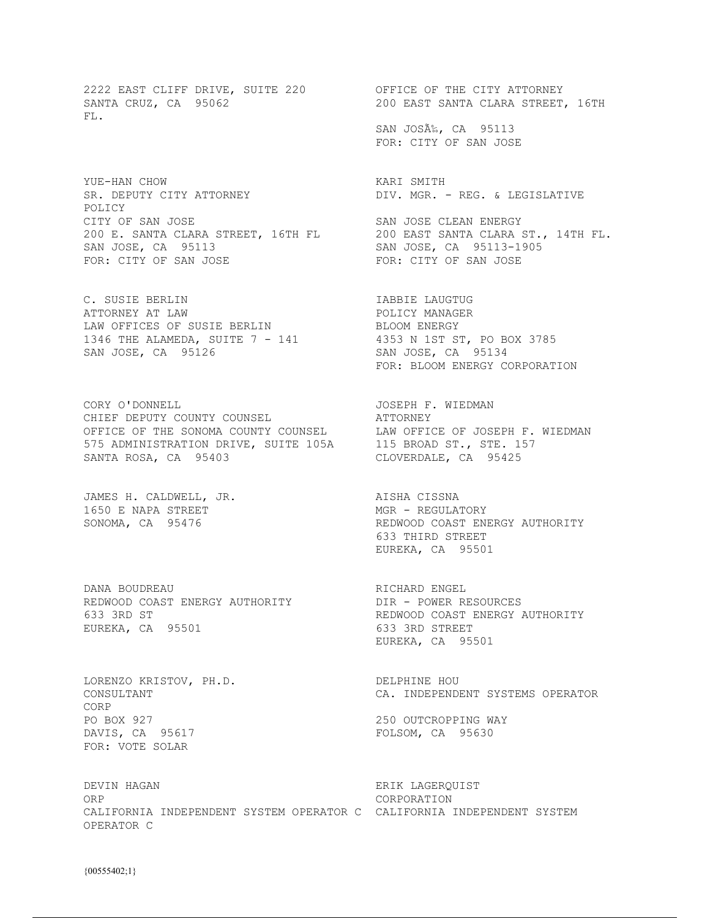2222 EAST CLIFF DRIVE, SUITE 220
SANTA CRUZ, CA 95062

OFFICE OF THE CITY ATTORNEY
200 EAST SANTA CLARA STREET, 16TH FL.
SAN JOSÃ‰, CA 95113
FOR: CITY OF SAN JOSE

YUE-HAN CHOW
SR. DEPUTY CITY ATTORNEY
CITY OF SAN JOSE
200 E. SANTA CLARA STREET, 16TH FL
SAN JOSE, CA 95113
FOR: CITY OF SAN JOSE

KARI SMITH
DIV. MGR. - REG. & LEGISLATIVE POLICY
SAN JOSE CLEAN ENERGY
200 EAST SANTA CLARA ST., 14TH FL.
SAN JOSE, CA 95113-1905
FOR: CITY OF SAN JOSE

C. SUSIE BERLIN
ATTORNEY AT LAW
LAW OFFICES OF SUSIE BERLIN
1346 THE ALAMEDA, SUITE 7 - 141
SAN JOSE, CA 95126

IABBIE LAUGTUG
POLICY MANAGER
BLOOM ENERGY
4353 N 1ST ST, PO BOX 3785
SAN JOSE, CA 95134
FOR: BLOOM ENERGY CORPORATION

CORY O'DONNELL
CHIEF DEPUTY COUNTY COUNSEL
OFFICE OF THE SONOMA COUNTY COUNSEL
575 ADMINISTRATION DRIVE, SUITE 105A
SANTA ROSA, CA 95403

JOSEPH F. WIEDMAN
ATTORNEY
LAW OFFICE OF JOSEPH F. WIEDMAN
115 BROAD ST., STE. 157
CLOVERDALE, CA 95425

JAMES H. CALDWELL, JR.
1650 E NAPA STREET
SONOMA, CA 95476

AISHA CISSNA
MGR - REGULATORY
REDWOOD COAST ENERGY AUTHORITY
633 THIRD STREET
EUREKA, CA 95501

DANA BOUDREAU
REDWOOD COAST ENERGY AUTHORITY
633 3RD ST
EUREKA, CA 95501

RICHARD ENGEL
DIR - POWER RESOURCES
REDWOOD COAST ENERGY AUTHORITY
633 3RD STREET
EUREKA, CA 95501

LORENZO KRISTOV, PH.D.
CONSULTANT
PO BOX 927
DAVIS, CA 95617
FOR: VOTE SOLAR

DELPHINE HOU
CA. INDEPENDENT SYSTEMS OPERATOR CORP
250 OUTCROPPING WAY
FOLSOM, CA 95630

DEVIN HAGAN
CALIFORNIA INDEPENDENT SYSTEM OPERATOR CORP

ERIK LAGERQUIST
CALIFORNIA INDEPENDENT SYSTEM OPERATOR CORPORATION

{00555402;1}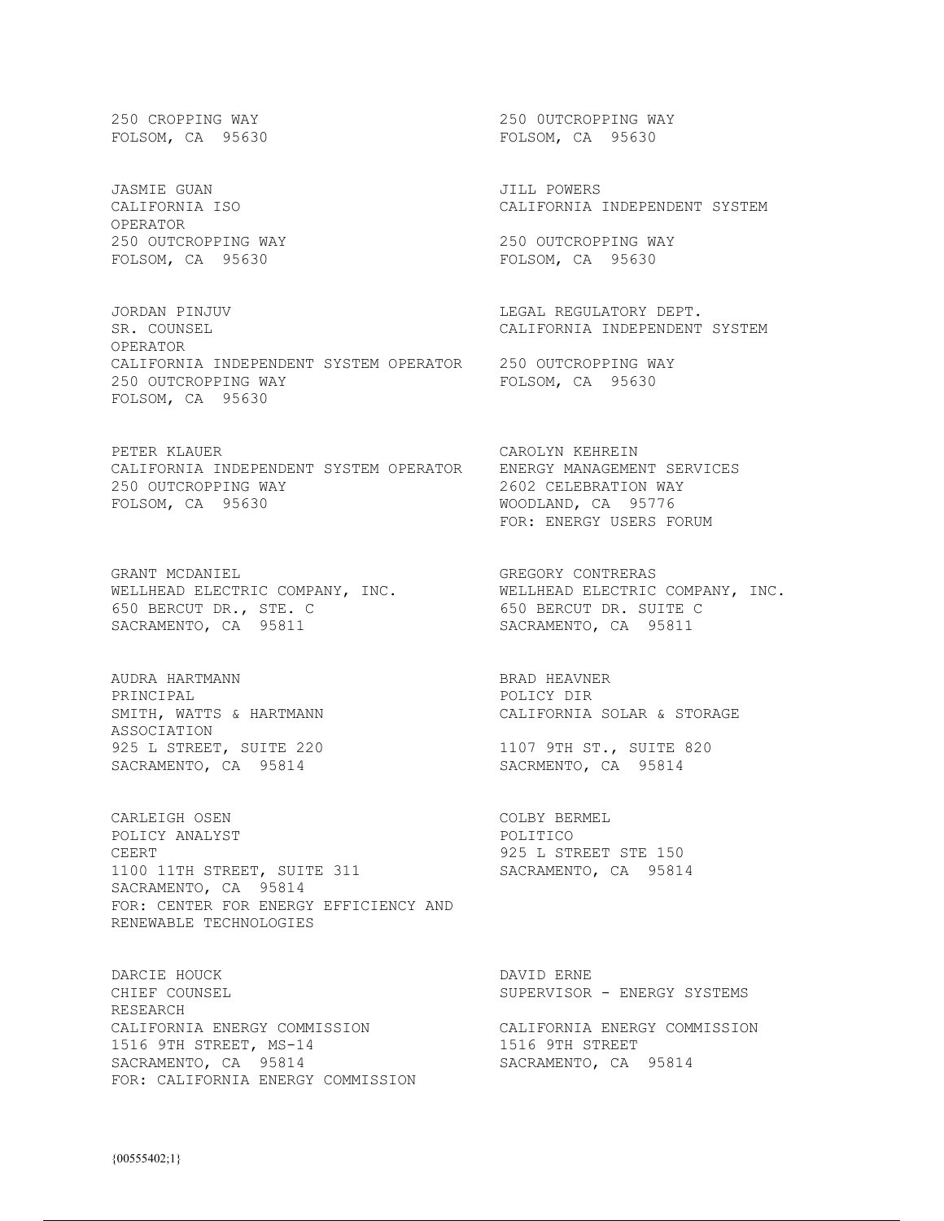250 CROPPING WAY
FOLSOM, CA 95630

250 0UTCROPPING WAY
FOLSOM, CA 95630

JASMIE GUAN
CALIFORNIA ISO
OPERATOR
250 OUTCROPPING WAY
FOLSOM, CA 95630

JILL POWERS
CALIFORNIA INDEPENDENT SYSTEM
250 OUTCROPPING WAY
FOLSOM, CA 95630

JORDAN PINJUV
SR. COUNSEL
OPERATOR
CALIFORNIA INDEPENDENT SYSTEM OPERATOR
250 OUTCROPPING WAY
FOLSOM, CA 95630

LEGAL REGULATORY DEPT.
CALIFORNIA INDEPENDENT SYSTEM
250 OUTCROPPING WAY
FOLSOM, CA 95630

PETER KLAUER
CALIFORNIA INDEPENDENT SYSTEM OPERATOR
250 OUTCROPPING WAY
FOLSOM, CA 95630

CAROLYN KEHREIN
ENERGY MANAGEMENT SERVICES
2602 CELEBRATION WAY
WOODLAND, CA 95776
FOR: ENERGY USERS FORUM

GRANT MCDANIEL
WELLHEAD ELECTRIC COMPANY, INC.
650 BERCUT DR., STE. C
SACRAMENTO, CA 95811

GREGORY CONTRERAS
WELLHEAD ELECTRIC COMPANY, INC.
650 BERCUT DR. SUITE C
SACRAMENTO, CA 95811

AUDRA HARTMANN
PRINCIPAL
SMITH, WATTS & HARTMANN
ASSOCIATION
925 L STREET, SUITE 220
SACRAMENTO, CA 95814

BRAD HEAVNER
POLICY DIR
CALIFORNIA SOLAR & STORAGE
1107 9TH ST., SUITE 820
SACRMENTO, CA 95814

CARLEIGH OSEN
POLICY ANALYST
CEERT
1100 11TH STREET, SUITE 311
SACRAMENTO, CA 95814
FOR: CENTER FOR ENERGY EFFICIENCY AND RENEWABLE TECHNOLOGIES

COLBY BERMEL
POLITICO
925 L STREET STE 150
SACRAMENTO, CA 95814

DARCIE HOUCK
CHIEF COUNSEL
RESEARCH
CALIFORNIA ENERGY COMMISSION
1516 9TH STREET, MS-14
SACRAMENTO, CA 95814
FOR: CALIFORNIA ENERGY COMMISSION

DAVID ERNE
SUPERVISOR - ENERGY SYSTEMS
CALIFORNIA ENERGY COMMISSION
1516 9TH STREET
SACRAMENTO, CA 95814

{00555402;1}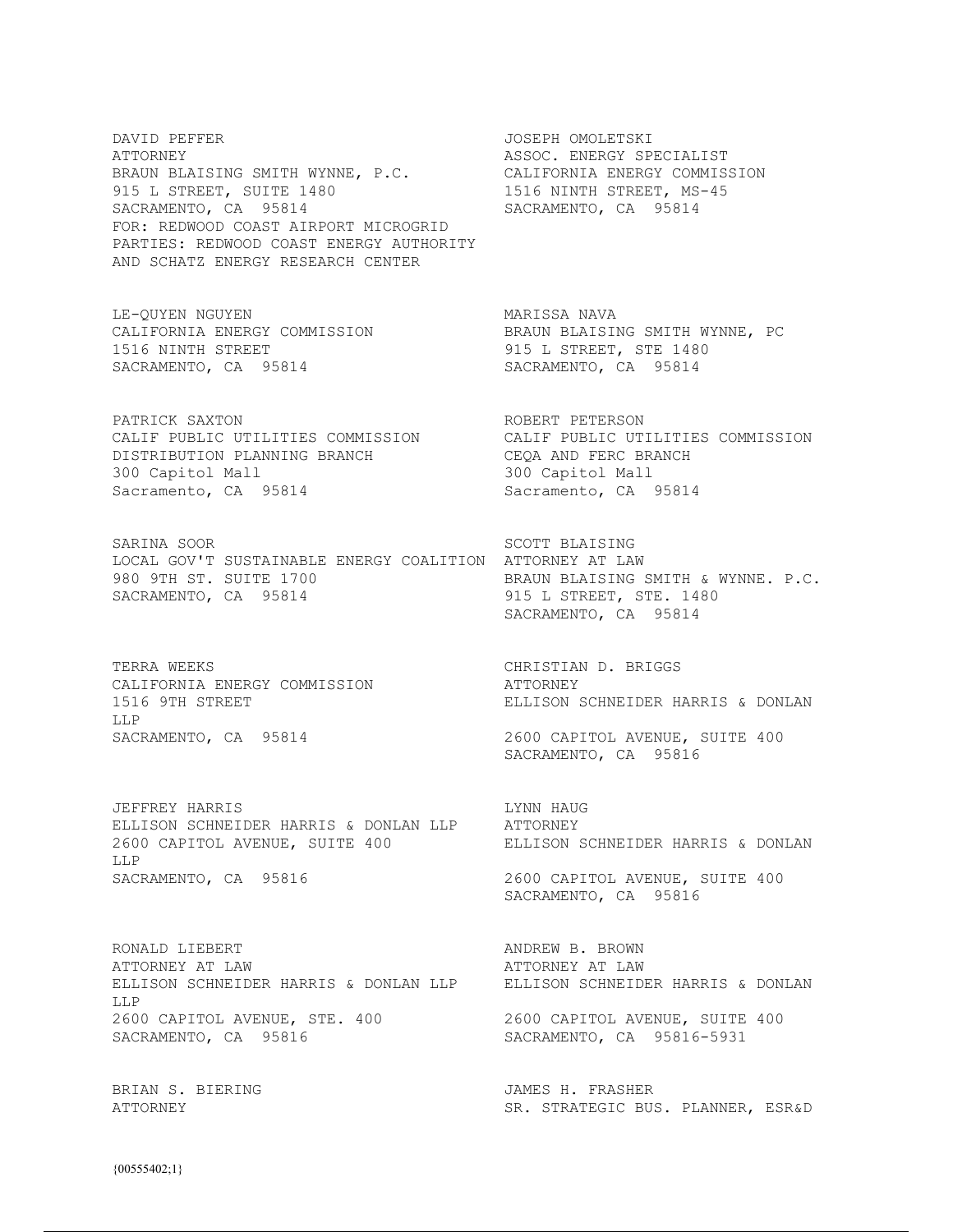DAVID PEFFER
ATTORNEY
BRAUN BLAISING SMITH WYNNE, P.C.
915 L STREET, SUITE 1480
SACRAMENTO, CA 95814
FOR: REDWOOD COAST AIRPORT MICROGRID PARTIES: REDWOOD COAST ENERGY AUTHORITY AND SCHATZ ENERGY RESEARCH CENTER

JOSEPH OMOLETSKI
ASSOC. ENERGY SPECIALIST
CALIFORNIA ENERGY COMMISSION
1516 NINTH STREET, MS-45
SACRAMENTO, CA 95814

LE-QUYEN NGUYEN
CALIFORNIA ENERGY COMMISSION
1516 NINTH STREET
SACRAMENTO, CA 95814

MARISSA NAVA
BRAUN BLAISING SMITH WYNNE, PC
915 L STREET, STE 1480
SACRAMENTO, CA 95814

PATRICK SAXTON
CALIF PUBLIC UTILITIES COMMISSION
DISTRIBUTION PLANNING BRANCH
300 Capitol Mall
Sacramento, CA 95814

ROBERT PETERSON
CALIF PUBLIC UTILITIES COMMISSION
CEQA AND FERC BRANCH
300 Capitol Mall
Sacramento, CA 95814

SARINA SOOR
LOCAL GOV'T SUSTAINABLE ENERGY COALITION
980 9TH ST. SUITE 1700
SACRAMENTO, CA 95814

SCOTT BLAISING
ATTORNEY AT LAW
BRAUN BLAISING SMITH & WYNNE. P.C.
915 L STREET, STE. 1480
SACRAMENTO, CA 95814

TERRA WEEKS
CALIFORNIA ENERGY COMMISSION
1516 9TH STREET
SACRAMENTO, CA 95814

CHRISTIAN D. BRIGGS
ATTORNEY
ELLISON SCHNEIDER HARRIS & DONLAN LLP
2600 CAPITOL AVENUE, SUITE 400
SACRAMENTO, CA 95816

JEFFREY HARRIS
ELLISON SCHNEIDER HARRIS & DONLAN LLP
2600 CAPITOL AVENUE, SUITE 400
SACRAMENTO, CA 95816

LYNN HAUG
ATTORNEY
ELLISON SCHNEIDER HARRIS & DONLAN LLP
2600 CAPITOL AVENUE, SUITE 400
SACRAMENTO, CA 95816

RONALD LIEBERT
ATTORNEY AT LAW
ELLISON SCHNEIDER HARRIS & DONLAN LLP
2600 CAPITOL AVENUE, STE. 400
SACRAMENTO, CA 95816

ANDREW B. BROWN
ATTORNEY AT LAW
ELLISON SCHNEIDER HARRIS & DONLAN LLP
2600 CAPITOL AVENUE, SUITE 400
SACRAMENTO, CA 95816-5931

BRIAN S. BIERING
ATTORNEY

JAMES H. FRASHER
SR. STRATEGIC BUS. PLANNER, ESR&D

{00555402;1}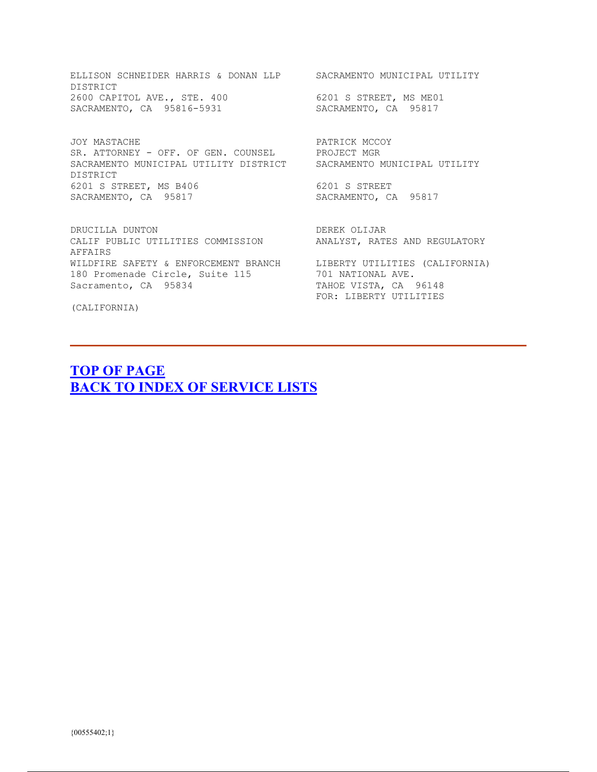ELLISON SCHNEIDER HARRIS & DONAN LLP
2600 CAPITOL AVE., STE. 400
SACRAMENTO, CA 95816-5931

SACRAMENTO MUNICIPAL UTILITY DISTRICT
6201 S STREET, MS ME01
SACRAMENTO, CA 95817

JOY MASTACHE
SR. ATTORNEY - OFF. OF GEN. COUNSEL
SACRAMENTO MUNICIPAL UTILITY DISTRICT
6201 S STREET, MS B406
SACRAMENTO, CA 95817

PATRICK MCCOY
PROJECT MGR
SACRAMENTO MUNICIPAL UTILITY DISTRICT
6201 S STREET
SACRAMENTO, CA 95817

DRUCILLA DUNTON
CALIF PUBLIC UTILITIES COMMISSION
WILDFIRE SAFETY & ENFORCEMENT BRANCH
180 Promenade Circle, Suite 115
Sacramento, CA 95834

DEREK OLIJAR
ANALYST, RATES AND REGULATORY AFFAIRS
LIBERTY UTILITIES (CALIFORNIA)
701 NATIONAL AVE.
TAHOE VISTA, CA 96148
FOR: LIBERTY UTILITIES (CALIFORNIA)

---

**TOP OF PAGE**
**BACK TO INDEX OF SERVICE LISTS**

{00555402;1}